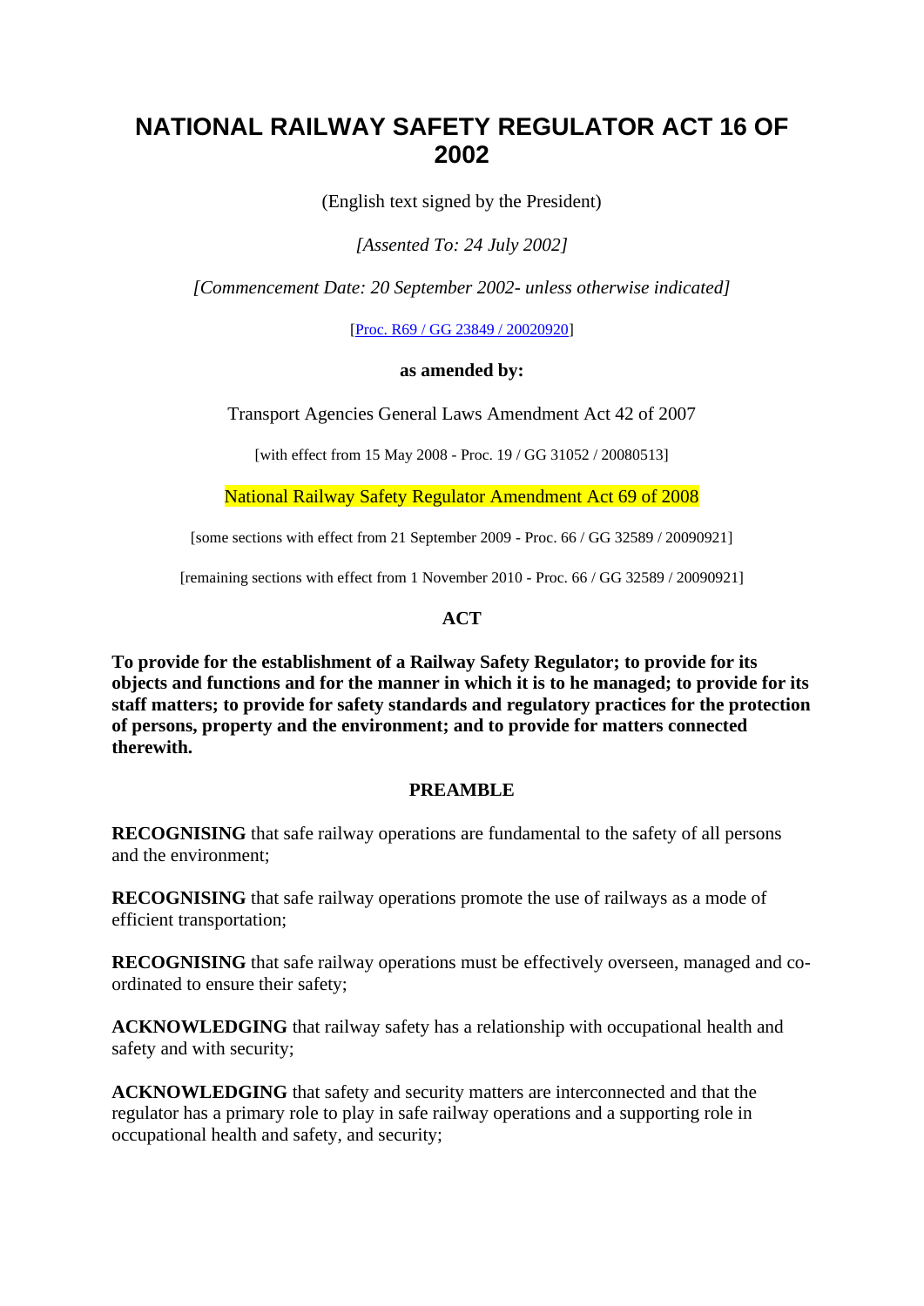# NATIONAL RAILWAY SAFETY REGULATOR ACT 16 OF 2002

(English text signed by the President)

*[Assented To: 24 July 2002]*

*[Commencement Date: 20 September 2002- unless otherwise indicated]*

[Proc. R69 / GG 23849 / 20020920]

**as amended by:**

Transport Agencies General Laws Amendment Act 42 of 2007

[with effect from 15 May 2008 - Proc. 19 / GG 31052 / 20080513]

National Railway Safety Regulator Amendment Act 69 of 2008

[some sections with effect from 21 September 2009 - Proc. 66 / GG 32589 / 20090921]

[remaining sections with effect from 1 November 2010 - Proc. 66 / GG 32589 / 20090921]

## ACT

**To provide for the establishment of a Railway Safety Regulator; to provide for its objects and functions and for the manner in which it is to he managed; to provide for its staff matters; to provide for safety standards and regulatory practices for the protection of persons, property and the environment; and to provide for matters connected therewith.**

## PREAMBLE

**RECOGNISING** that safe railway operations are fundamental to the safety of all persons and the environment;

**RECOGNISING** that safe railway operations promote the use of railways as a mode of efficient transportation;

**RECOGNISING** that safe railway operations must be effectively overseen, managed and co-ordinated to ensure their safety;

**ACKNOWLEDGING** that railway safety has a relationship with occupational health and safety and with security;

**ACKNOWLEDGING** that safety and security matters are interconnected and that the regulator has a primary role to play in safe railway operations and a supporting role in occupational health and safety, and security;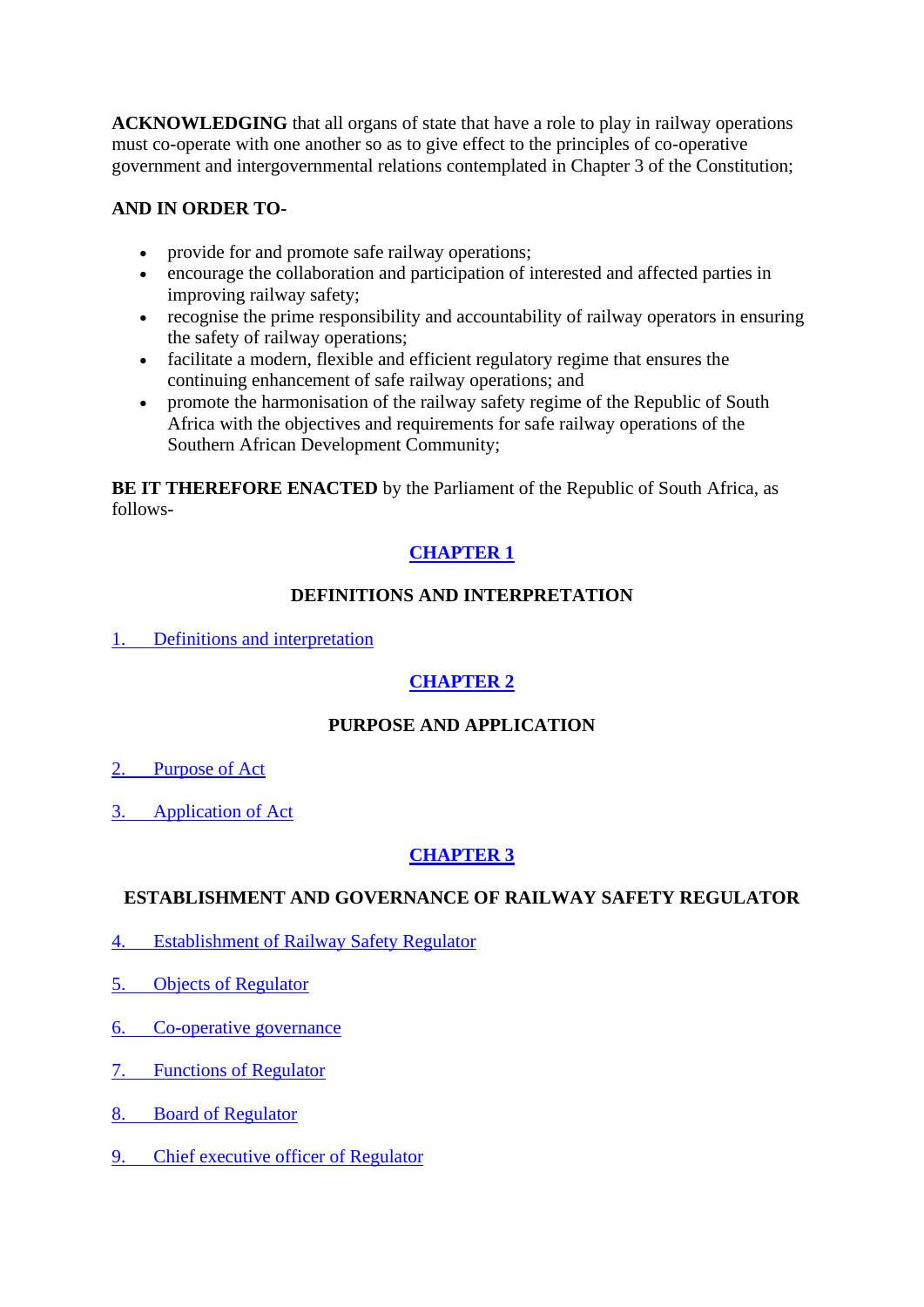**ACKNOWLEDGING** that all organs of state that have a role to play in railway operations must co-operate with one another so as to give effect to the principles of co-operative government and intergovernmental relations contemplated in Chapter 3 of the Constitution;

**AND IN ORDER TO-**

- provide for and promote safe railway operations;
- encourage the collaboration and participation of interested and affected parties in improving railway safety;
- recognise the prime responsibility and accountability of railway operators in ensuring the safety of railway operations;
- facilitate a modern, flexible and efficient regulatory regime that ensures the continuing enhancement of safe railway operations; and
- promote the harmonisation of the railway safety regime of the Republic of South Africa with the objectives and requirements for safe railway operations of the Southern African Development Community;

**BE IT THEREFORE ENACTED** by the Parliament of the Republic of South Africa, as follows-

## CHAPTER 1

### DEFINITIONS AND INTERPRETATION

1. Definitions and interpretation

## CHAPTER 2

### PURPOSE AND APPLICATION

2. Purpose of Act

3. Application of Act

## CHAPTER 3

### ESTABLISHMENT AND GOVERNANCE OF RAILWAY SAFETY REGULATOR

4. Establishment of Railway Safety Regulator

5. Objects of Regulator

6. Co-operative governance

7. Functions of Regulator

8. Board of Regulator

9. Chief executive officer of Regulator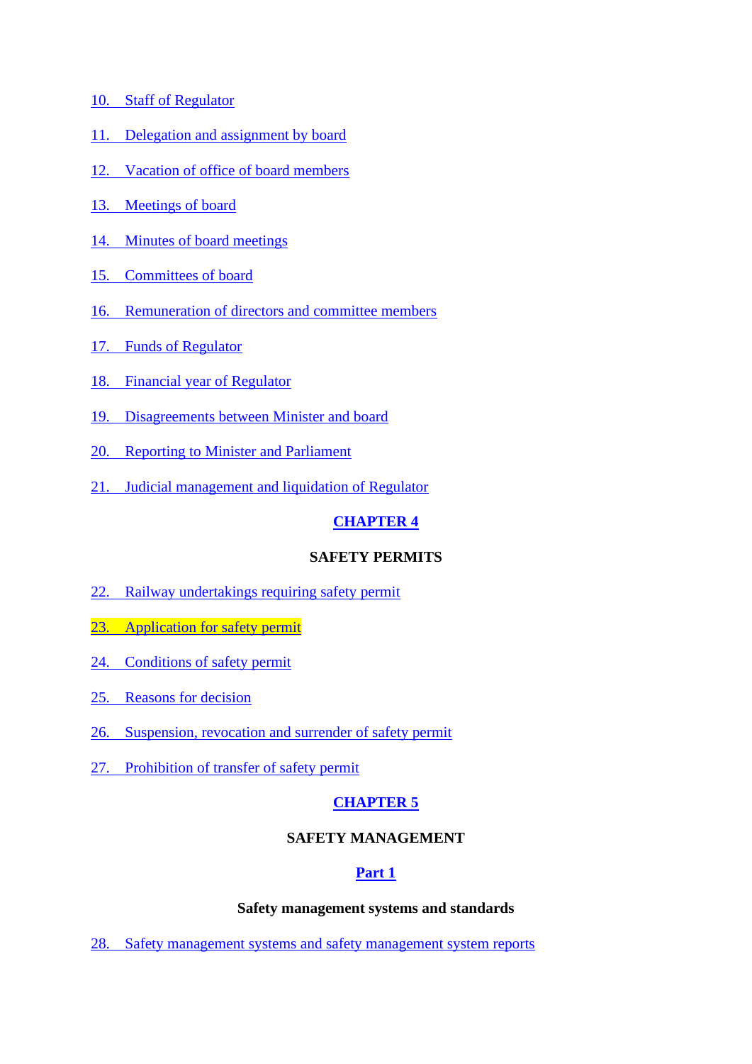10. Staff of Regulator

11. Delegation and assignment by board

12. Vacation of office of board members

13. Meetings of board

14. Minutes of board meetings

15. Committees of board

16. Remuneration of directors and committee members

17. Funds of Regulator

18. Financial year of Regulator

19. Disagreements between Minister and board

20. Reporting to Minister and Parliament

21. Judicial management and liquidation of Regulator

## CHAPTER 4

## SAFETY PERMITS

22. Railway undertakings requiring safety permit

23. Application for safety permit

24. Conditions of safety permit

25. Reasons for decision

26. Suspension, revocation and surrender of safety permit

27. Prohibition of transfer of safety permit

## CHAPTER 5

## SAFETY MANAGEMENT

### Part 1

### Safety management systems and standards

28. Safety management systems and safety management system reports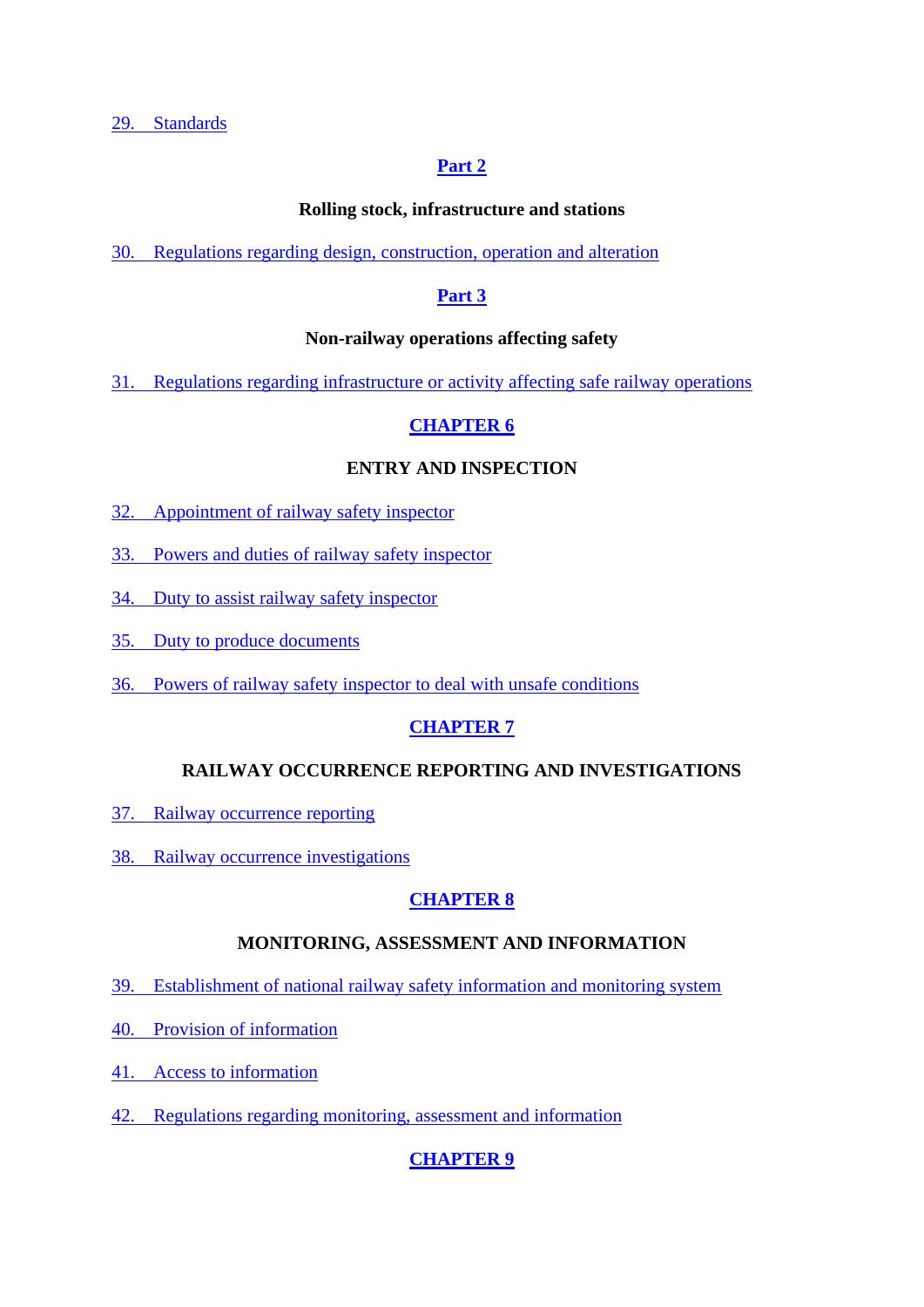29. Standards

**Part 2**

**Rolling stock, infrastructure and stations**

30. Regulations regarding design, construction, operation and alteration

**Part 3**

**Non-railway operations affecting safety**

31. Regulations regarding infrastructure or activity affecting safe railway operations

## CHAPTER 6

**ENTRY AND INSPECTION**

32. Appointment of railway safety inspector

33. Powers and duties of railway safety inspector

34. Duty to assist railway safety inspector

35. Duty to produce documents

36. Powers of railway safety inspector to deal with unsafe conditions

## CHAPTER 7

**RAILWAY OCCURRENCE REPORTING AND INVESTIGATIONS**

37. Railway occurrence reporting

38. Railway occurrence investigations

## CHAPTER 8

**MONITORING, ASSESSMENT AND INFORMATION**

39. Establishment of national railway safety information and monitoring system

40. Provision of information

41. Access to information

42. Regulations regarding monitoring, assessment and information

## CHAPTER 9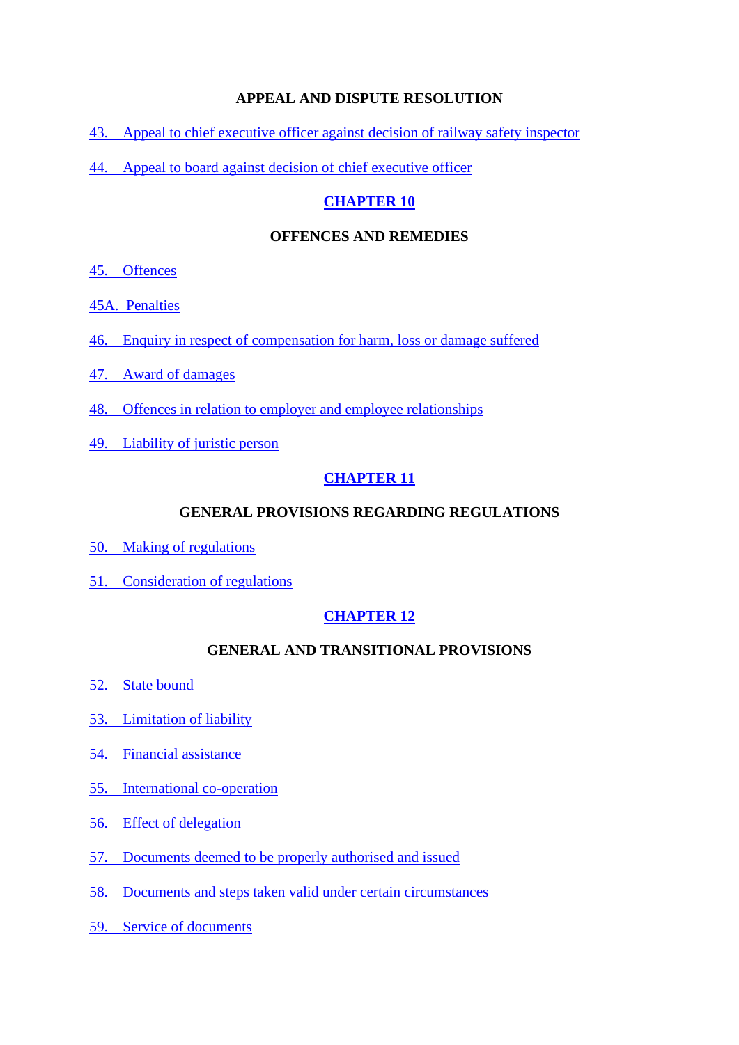**APPEAL AND DISPUTE RESOLUTION**

43. Appeal to chief executive officer against decision of railway safety inspector

44. Appeal to board against decision of chief executive officer

**CHAPTER 10**

**OFFENCES AND REMEDIES**

45. Offences

45A. Penalties

46. Enquiry in respect of compensation for harm, loss or damage suffered

47. Award of damages

48. Offences in relation to employer and employee relationships

49. Liability of juristic person

**CHAPTER 11**

**GENERAL PROVISIONS REGARDING REGULATIONS**

50. Making of regulations

51. Consideration of regulations

**CHAPTER 12**

**GENERAL AND TRANSITIONAL PROVISIONS**

52. State bound

53. Limitation of liability

54. Financial assistance

55. International co-operation

56. Effect of delegation

57. Documents deemed to be properly authorised and issued

58. Documents and steps taken valid under certain circumstances

59. Service of documents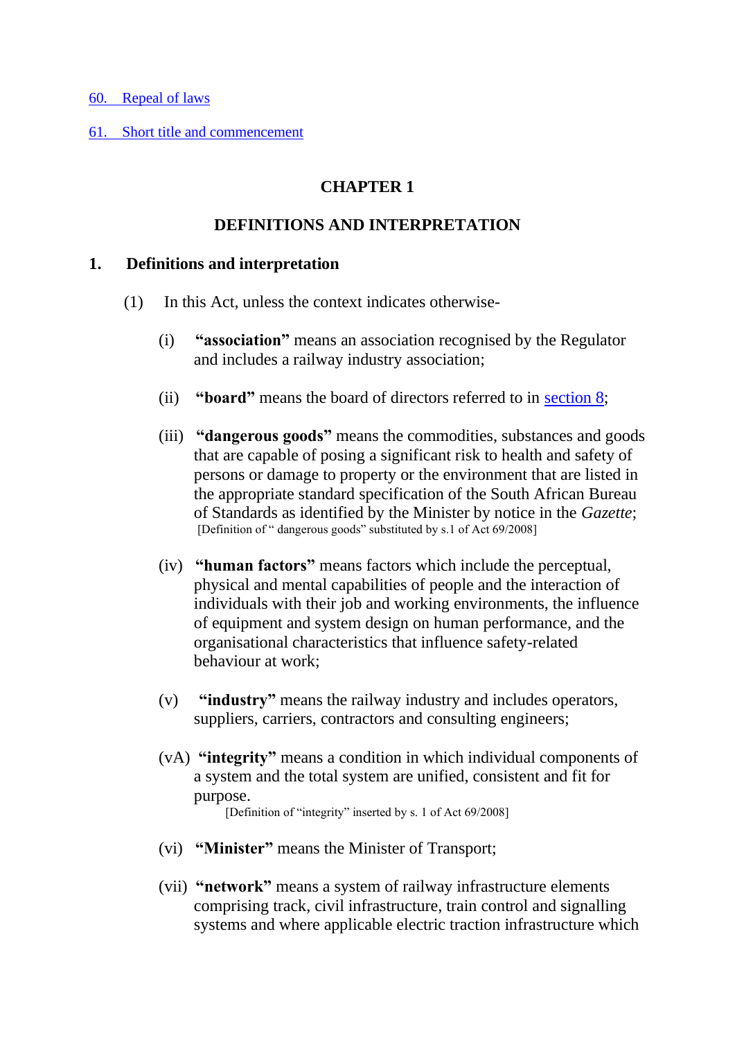60. Repeal of laws

61. Short title and commencement

## CHAPTER 1

## DEFINITIONS AND INTERPRETATION

### 1. Definitions and interpretation

(1) In this Act, unless the context indicates otherwise-

(i) **"association"** means an association recognised by the Regulator and includes a railway industry association;

(ii) **"board"** means the board of directors referred to in section 8;

(iii) **"dangerous goods"** means the commodities, substances and goods that are capable of posing a significant risk to health and safety of persons or damage to property or the environment that are listed in the appropriate standard specification of the South African Bureau of Standards as identified by the Minister by notice in the *Gazette*;
[Definition of " dangerous goods" substituted by s.1 of Act 69/2008]

(iv) **"human factors"** means factors which include the perceptual, physical and mental capabilities of people and the interaction of individuals with their job and working environments, the influence of equipment and system design on human performance, and the organisational characteristics that influence safety-related behaviour at work;

(v) **"industry"** means the railway industry and includes operators, suppliers, carriers, contractors and consulting engineers;

(vA) **"integrity"** means a condition in which individual components of a system and the total system are unified, consistent and fit for purpose.
[Definition of "integrity" inserted by s. 1 of Act 69/2008]

(vi) **"Minister"** means the Minister of Transport;

(vii) **"network"** means a system of railway infrastructure elements comprising track, civil infrastructure, train control and signalling systems and where applicable electric traction infrastructure which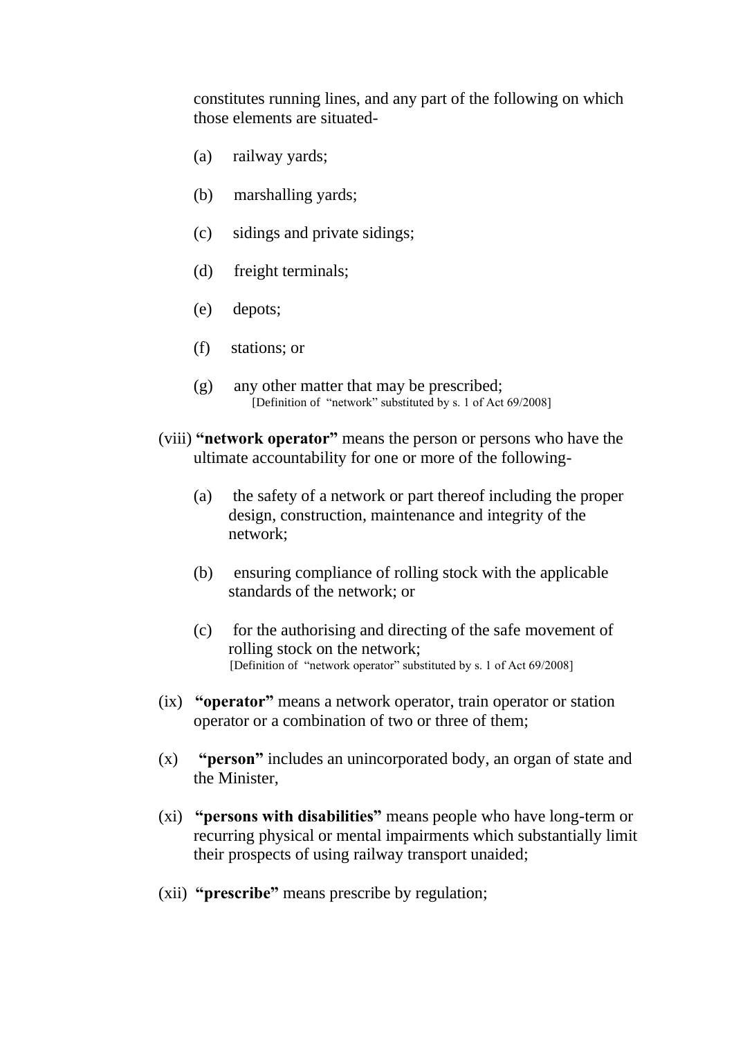constitutes running lines, and any part of the following on which those elements are situated-

(a) railway yards;

(b) marshalling yards;

(c) sidings and private sidings;

(d) freight terminals;

(e) depots;

(f) stations; or

(g) any other matter that may be prescribed;
[Definition of "network" substituted by s. 1 of Act 69/2008]

(viii) **"network operator"** means the person or persons who have the ultimate accountability for one or more of the following-

(a) the safety of a network or part thereof including the proper design, construction, maintenance and integrity of the network;

(b) ensuring compliance of rolling stock with the applicable standards of the network; or

(c) for the authorising and directing of the safe movement of rolling stock on the network;
[Definition of "network operator" substituted by s. 1 of Act 69/2008]

(ix) **"operator"** means a network operator, train operator or station operator or a combination of two or three of them;

(x) **"person"** includes an unincorporated body, an organ of state and the Minister,

(xi) **"persons with disabilities"** means people who have long-term or recurring physical or mental impairments which substantially limit their prospects of using railway transport unaided;

(xii) **"prescribe"** means prescribe by regulation;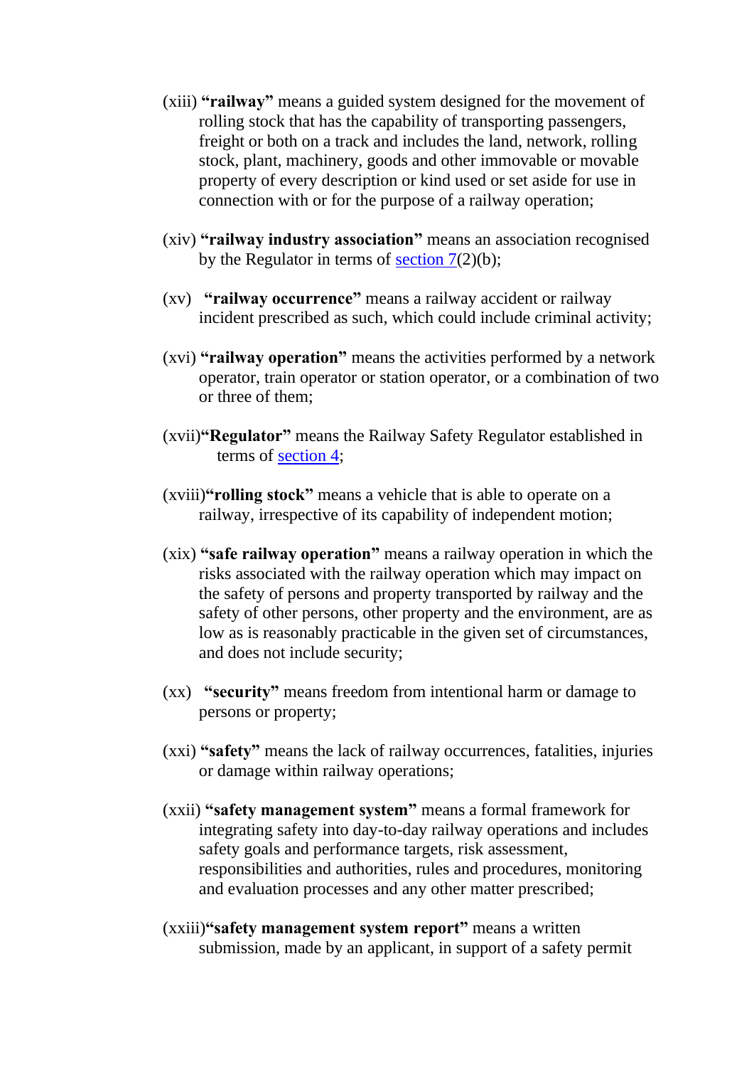(xiii) **"railway"** means a guided system designed for the movement of rolling stock that has the capability of transporting passengers, freight or both on a track and includes the land, network, rolling stock, plant, machinery, goods and other immovable or movable property of every description or kind used or set aside for use in connection with or for the purpose of a railway operation;

(xiv) **"railway industry association"** means an association recognised by the Regulator in terms of section 7(2)(b);

(xv) **"railway occurrence"** means a railway accident or railway incident prescribed as such, which could include criminal activity;

(xvi) **"railway operation"** means the activities performed by a network operator, train operator or station operator, or a combination of two or three of them;

(xvii) **"Regulator"** means the Railway Safety Regulator established in terms of section 4;

(xviii) **"rolling stock"** means a vehicle that is able to operate on a railway, irrespective of its capability of independent motion;

(xix) **"safe railway operation"** means a railway operation in which the risks associated with the railway operation which may impact on the safety of persons and property transported by railway and the safety of other persons, other property and the environment, are as low as is reasonably practicable in the given set of circumstances, and does not include security;

(xx) **"security"** means freedom from intentional harm or damage to persons or property;

(xxi) **"safety"** means the lack of railway occurrences, fatalities, injuries or damage within railway operations;

(xxii) **"safety management system"** means a formal framework for integrating safety into day-to-day railway operations and includes safety goals and performance targets, risk assessment, responsibilities and authorities, rules and procedures, monitoring and evaluation processes and any other matter prescribed;

(xxiii) **"safety management system report"** means a written submission, made by an applicant, in support of a safety permit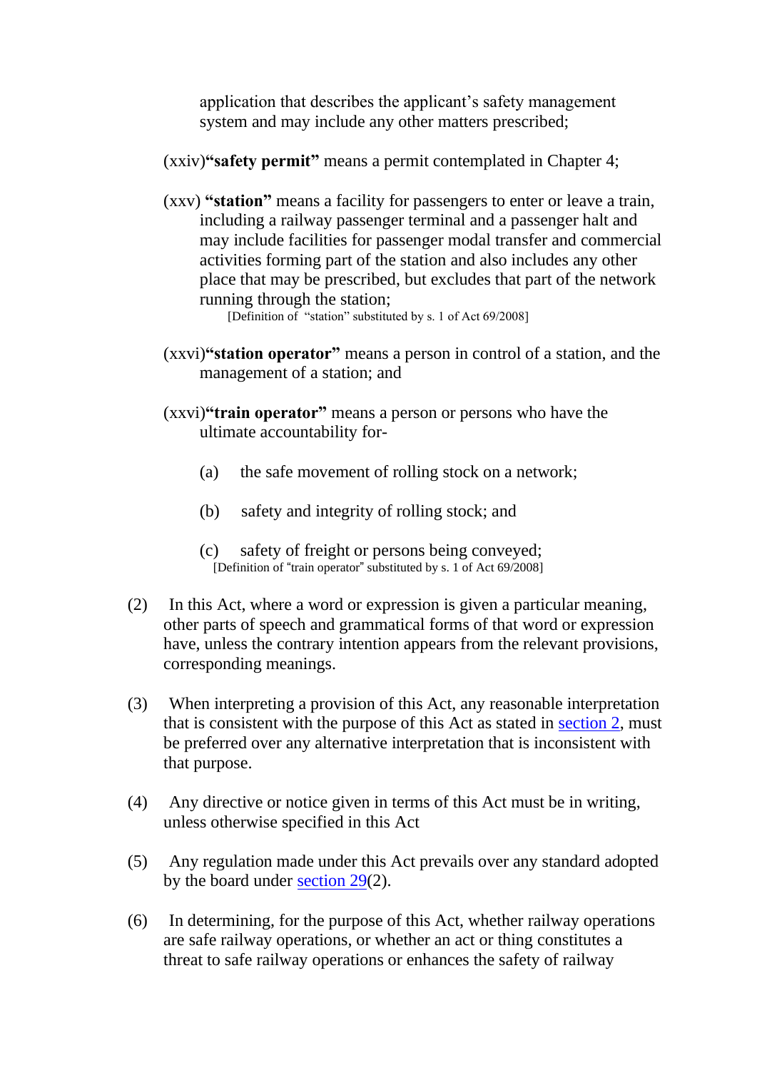application that describes the applicant's safety management system and may include any other matters prescribed;

(xxiv) **"safety permit"** means a permit contemplated in Chapter 4;

(xxv) **"station"** means a facility for passengers to enter or leave a train, including a railway passenger terminal and a passenger halt and may include facilities for passenger modal transfer and commercial activities forming part of the station and also includes any other place that may be prescribed, but excludes that part of the network running through the station;

[Definition of "station" substituted by s. 1 of Act 69/2008]

(xxvi) **"station operator"** means a person in control of a station, and the management of a station; and

(xxvi) **"train operator"** means a person or persons who have the ultimate accountability for-

(a) the safe movement of rolling stock on a network;

(b) safety and integrity of rolling stock; and

(c) safety of freight or persons being conveyed;

[Definition of "train operator" substituted by s. 1 of Act 69/2008]

(2) In this Act, where a word or expression is given a particular meaning, other parts of speech and grammatical forms of that word or expression have, unless the contrary intention appears from the relevant provisions, corresponding meanings.

(3) When interpreting a provision of this Act, any reasonable interpretation that is consistent with the purpose of this Act as stated in section 2, must be preferred over any alternative interpretation that is inconsistent with that purpose.

(4) Any directive or notice given in terms of this Act must be in writing, unless otherwise specified in this Act

(5) Any regulation made under this Act prevails over any standard adopted by the board under section 29(2).

(6) In determining, for the purpose of this Act, whether railway operations are safe railway operations, or whether an act or thing constitutes a threat to safe railway operations or enhances the safety of railway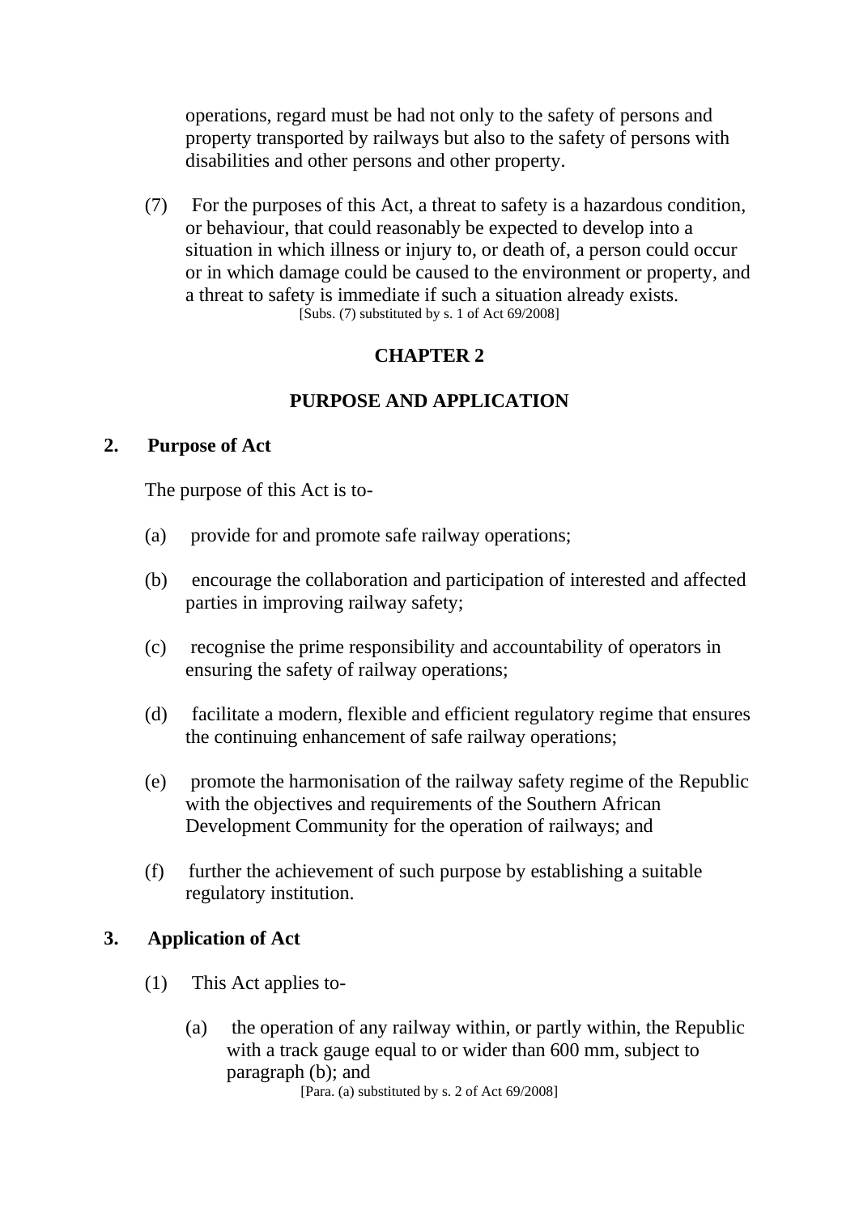operations, regard must be had not only to the safety of persons and property transported by railways but also to the safety of persons with disabilities and other persons and other property.

(7) For the purposes of this Act, a threat to safety is a hazardous condition, or behaviour, that could reasonably be expected to develop into a situation in which illness or injury to, or death of, a person could occur or in which damage could be caused to the environment or property, and a threat to safety is immediate if such a situation already exists.
[Subs. (7) substituted by s. 1 of Act 69/2008]

## CHAPTER 2

## PURPOSE AND APPLICATION

### 2. Purpose of Act

The purpose of this Act is to-

(a) provide for and promote safe railway operations;

(b) encourage the collaboration and participation of interested and affected parties in improving railway safety;

(c) recognise the prime responsibility and accountability of operators in ensuring the safety of railway operations;

(d) facilitate a modern, flexible and efficient regulatory regime that ensures the continuing enhancement of safe railway operations;

(e) promote the harmonisation of the railway safety regime of the Republic with the objectives and requirements of the Southern African Development Community for the operation of railways; and

(f) further the achievement of such purpose by establishing a suitable regulatory institution.

### 3. Application of Act

(1) This Act applies to-

(a) the operation of any railway within, or partly within, the Republic with a track gauge equal to or wider than 600 mm, subject to paragraph (b); and
[Para. (a) substituted by s. 2 of Act 69/2008]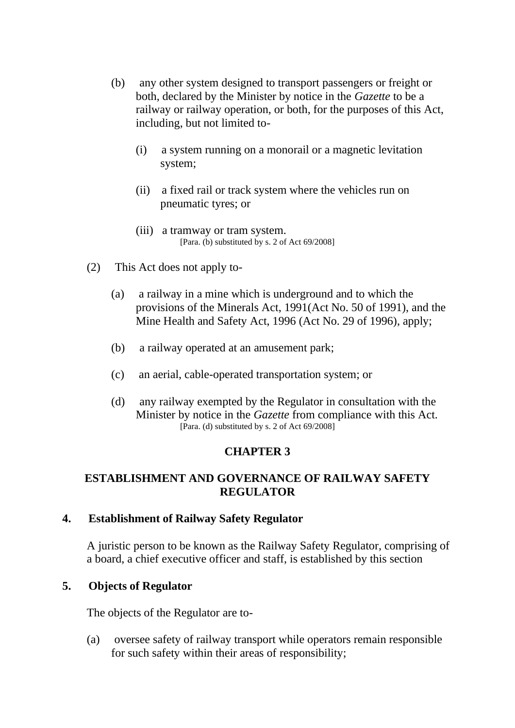(b) any other system designed to transport passengers or freight or both, declared by the Minister by notice in the *Gazette* to be a railway or railway operation, or both, for the purposes of this Act, including, but not limited to-

(i) a system running on a monorail or a magnetic levitation system;

(ii) a fixed rail or track system where the vehicles run on pneumatic tyres; or

(iii) a tramway or tram system.
[Para. (b) substituted by s. 2 of Act 69/2008]

(2) This Act does not apply to-

(a) a railway in a mine which is underground and to which the provisions of the Minerals Act, 1991(Act No. 50 of 1991), and the Mine Health and Safety Act, 1996 (Act No. 29 of 1996), apply;

(b) a railway operated at an amusement park;

(c) an aerial, cable-operated transportation system; or

(d) any railway exempted by the Regulator in consultation with the Minister by notice in the *Gazette* from compliance with this Act.
[Para. (d) substituted by s. 2 of Act 69/2008]

## CHAPTER 3

## ESTABLISHMENT AND GOVERNANCE OF RAILWAY SAFETY REGULATOR

### 4. Establishment of Railway Safety Regulator

A juristic person to be known as the Railway Safety Regulator, comprising of a board, a chief executive officer and staff, is established by this section

### 5. Objects of Regulator

The objects of the Regulator are to-

(a) oversee safety of railway transport while operators remain responsible for such safety within their areas of responsibility;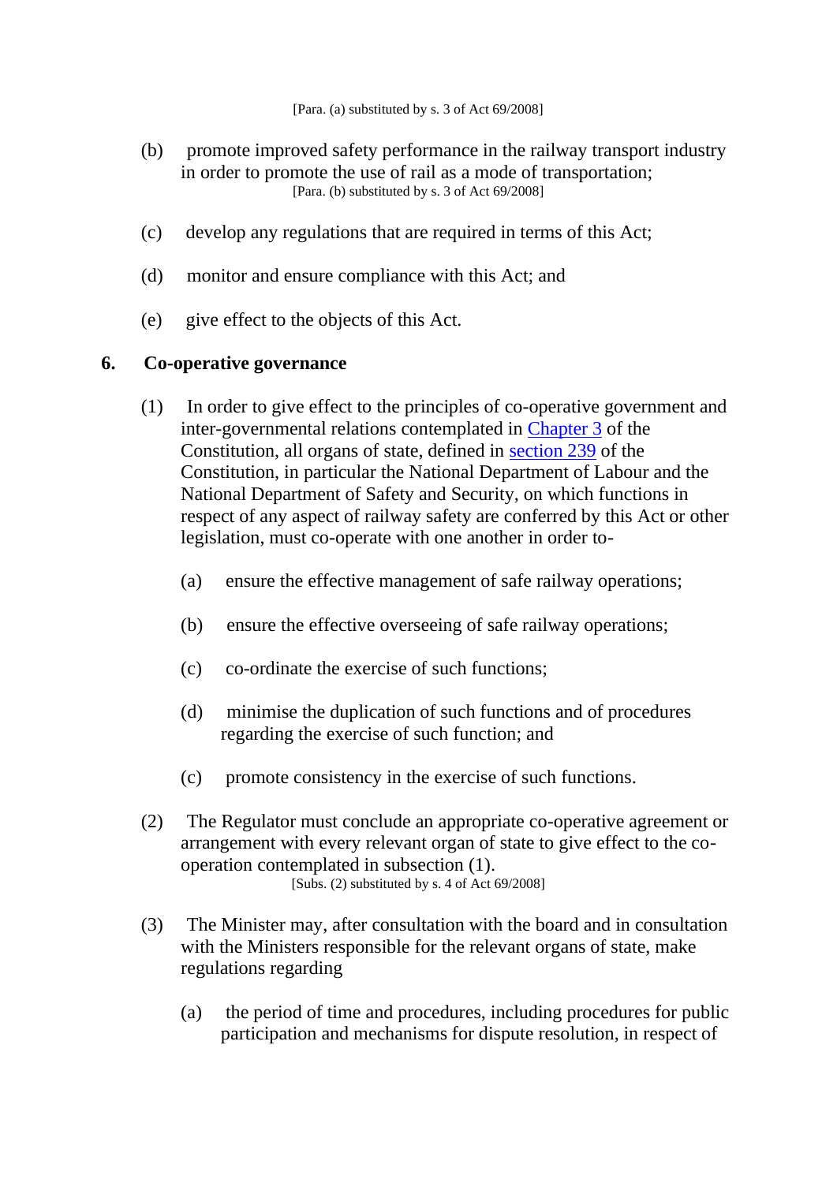[Para. (a) substituted by s. 3 of Act 69/2008]

(b) promote improved safety performance in the railway transport industry in order to promote the use of rail as a mode of transportation;
[Para. (b) substituted by s. 3 of Act 69/2008]

(c) develop any regulations that are required in terms of this Act;

(d) monitor and ensure compliance with this Act; and

(e) give effect to the objects of this Act.

## 6. Co-operative governance

(1) In order to give effect to the principles of co-operative government and inter-governmental relations contemplated in Chapter 3 of the Constitution, all organs of state, defined in section 239 of the Constitution, in particular the National Department of Labour and the National Department of Safety and Security, on which functions in respect of any aspect of railway safety are conferred by this Act or other legislation, must co-operate with one another in order to-

(a) ensure the effective management of safe railway operations;

(b) ensure the effective overseeing of safe railway operations;

(c) co-ordinate the exercise of such functions;

(d) minimise the duplication of such functions and of procedures regarding the exercise of such function; and

(c) promote consistency in the exercise of such functions.

(2) The Regulator must conclude an appropriate co-operative agreement or arrangement with every relevant organ of state to give effect to the co-operation contemplated in subsection (1).
[Subs. (2) substituted by s. 4 of Act 69/2008]

(3) The Minister may, after consultation with the board and in consultation with the Ministers responsible for the relevant organs of state, make regulations regarding

(a) the period of time and procedures, including procedures for public participation and mechanisms for dispute resolution, in respect of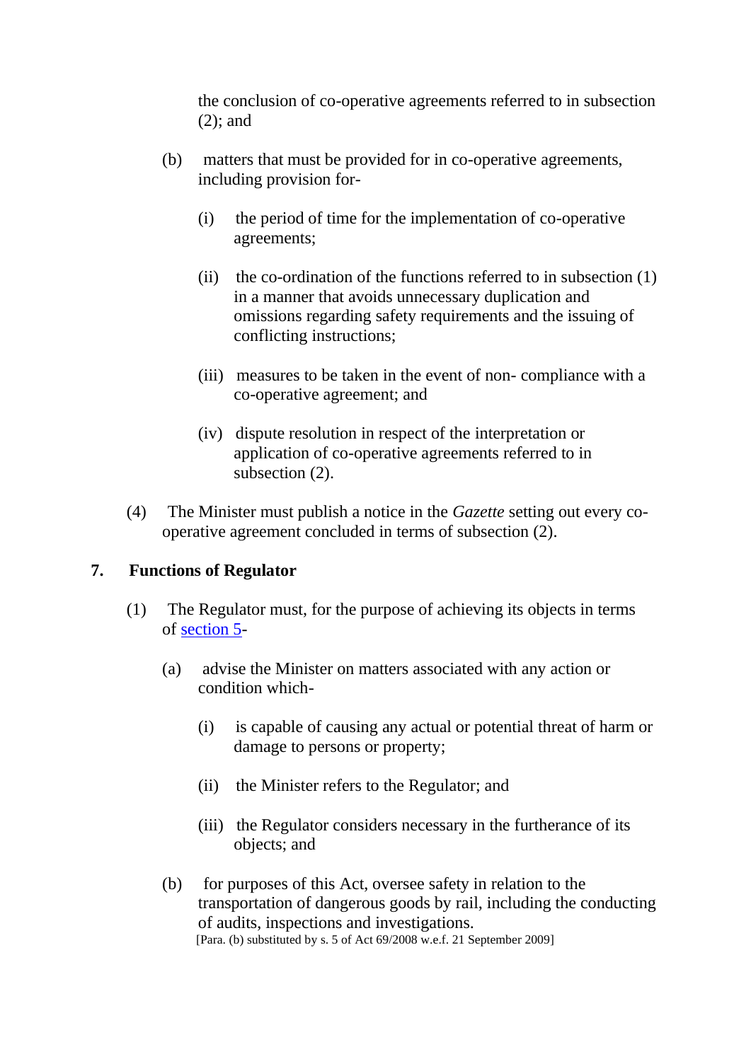the conclusion of co-operative agreements referred to in subsection (2); and

(b) matters that must be provided for in co-operative agreements, including provision for-

(i) the period of time for the implementation of co-operative agreements;

(ii) the co-ordination of the functions referred to in subsection (1) in a manner that avoids unnecessary duplication and omissions regarding safety requirements and the issuing of conflicting instructions;

(iii) measures to be taken in the event of non- compliance with a co-operative agreement; and

(iv) dispute resolution in respect of the interpretation or application of co-operative agreements referred to in subsection (2).

(4) The Minister must publish a notice in the *Gazette* setting out every co-operative agreement concluded in terms of subsection (2).

## 7. Functions of Regulator

(1) The Regulator must, for the purpose of achieving its objects in terms of section 5-

(a) advise the Minister on matters associated with any action or condition which-

(i) is capable of causing any actual or potential threat of harm or damage to persons or property;

(ii) the Minister refers to the Regulator; and

(iii) the Regulator considers necessary in the furtherance of its objects; and

(b) for purposes of this Act, oversee safety in relation to the transportation of dangerous goods by rail, including the conducting of audits, inspections and investigations.
[Para. (b) substituted by s. 5 of Act 69/2008 w.e.f. 21 September 2009]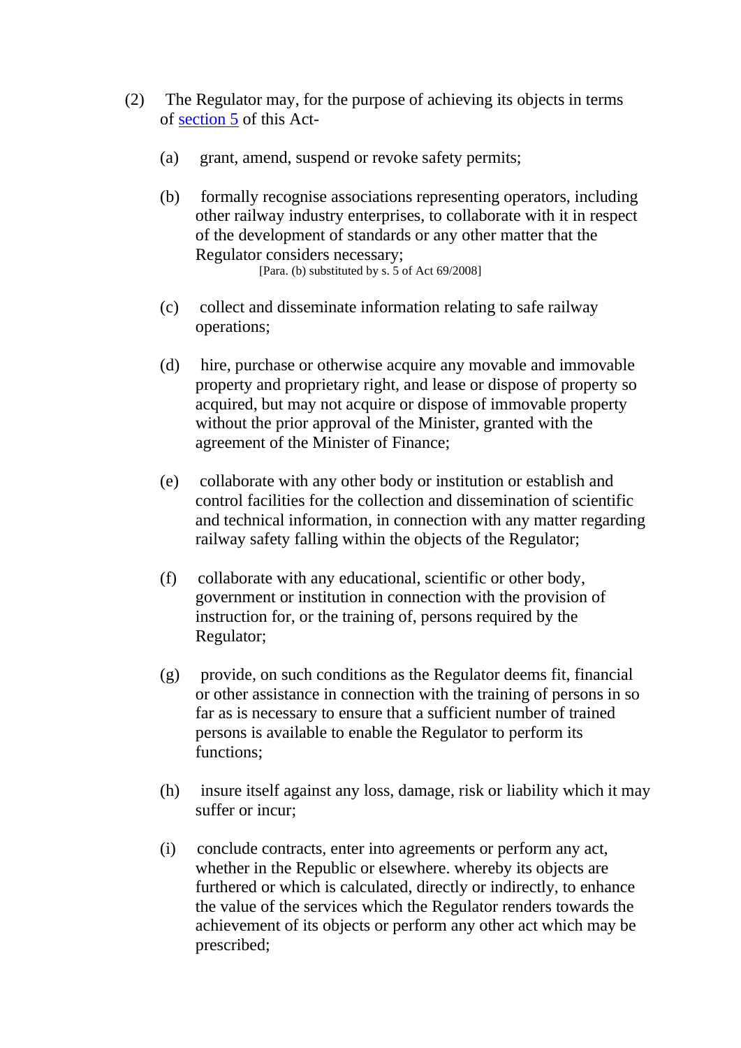(2) The Regulator may, for the purpose of achieving its objects in terms of section 5 of this Act-

(a) grant, amend, suspend or revoke safety permits;

(b) formally recognise associations representing operators, including other railway industry enterprises, to collaborate with it in respect of the development of standards or any other matter that the Regulator considers necessary;
[Para. (b) substituted by s. 5 of Act 69/2008]

(c) collect and disseminate information relating to safe railway operations;

(d) hire, purchase or otherwise acquire any movable and immovable property and proprietary right, and lease or dispose of property so acquired, but may not acquire or dispose of immovable property without the prior approval of the Minister, granted with the agreement of the Minister of Finance;

(e) collaborate with any other body or institution or establish and control facilities for the collection and dissemination of scientific and technical information, in connection with any matter regarding railway safety falling within the objects of the Regulator;

(f) collaborate with any educational, scientific or other body, government or institution in connection with the provision of instruction for, or the training of, persons required by the Regulator;

(g) provide, on such conditions as the Regulator deems fit, financial or other assistance in connection with the training of persons in so far as is necessary to ensure that a sufficient number of trained persons is available to enable the Regulator to perform its functions;

(h) insure itself against any loss, damage, risk or liability which it may suffer or incur;

(i) conclude contracts, enter into agreements or perform any act, whether in the Republic or elsewhere. whereby its objects are furthered or which is calculated, directly or indirectly, to enhance the value of the services which the Regulator renders towards the achievement of its objects or perform any other act which may be prescribed;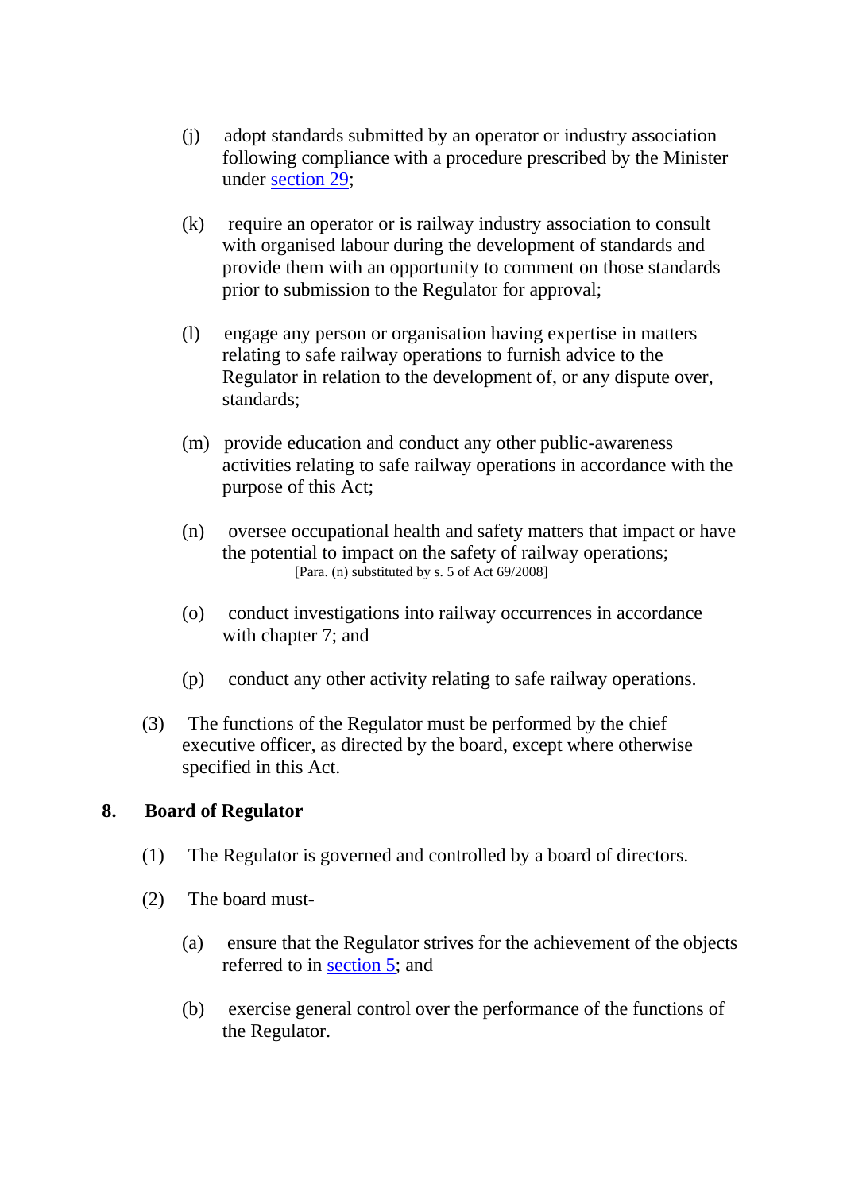(j) adopt standards submitted by an operator or industry association following compliance with a procedure prescribed by the Minister under section 29;

(k) require an operator or is railway industry association to consult with organised labour during the development of standards and provide them with an opportunity to comment on those standards prior to submission to the Regulator for approval;

(l) engage any person or organisation having expertise in matters relating to safe railway operations to furnish advice to the Regulator in relation to the development of, or any dispute over, standards;

(m) provide education and conduct any other public-awareness activities relating to safe railway operations in accordance with the purpose of this Act;

(n) oversee occupational health and safety matters that impact or have the potential to impact on the safety of railway operations;
[Para. (n) substituted by s. 5 of Act 69/2008]

(o) conduct investigations into railway occurrences in accordance with chapter 7; and

(p) conduct any other activity relating to safe railway operations.

(3) The functions of the Regulator must be performed by the chief executive officer, as directed by the board, except where otherwise specified in this Act.

## 8. Board of Regulator

(1) The Regulator is governed and controlled by a board of directors.

(2) The board must-

(a) ensure that the Regulator strives for the achievement of the objects referred to in section 5; and

(b) exercise general control over the performance of the functions of the Regulator.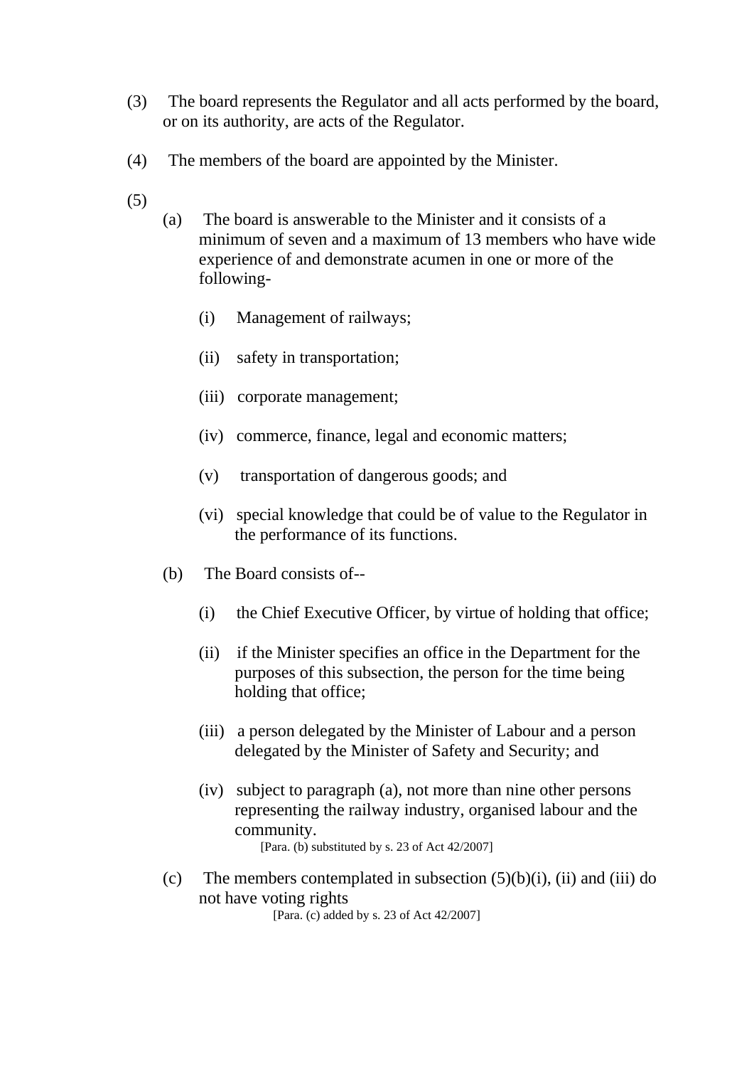(3) The board represents the Regulator and all acts performed by the board, or on its authority, are acts of the Regulator.

(4) The members of the board are appointed by the Minister.

(5)

(a) The board is answerable to the Minister and it consists of a minimum of seven and a maximum of 13 members who have wide experience of and demonstrate acumen in one or more of the following-

(i) Management of railways;

(ii) safety in transportation;

(iii) corporate management;

(iv) commerce, finance, legal and economic matters;

(v) transportation of dangerous goods; and

(vi) special knowledge that could be of value to the Regulator in the performance of its functions.

(b) The Board consists of--

(i) the Chief Executive Officer, by virtue of holding that office;

(ii) if the Minister specifies an office in the Department for the purposes of this subsection, the person for the time being holding that office;

(iii) a person delegated by the Minister of Labour and a person delegated by the Minister of Safety and Security; and

(iv) subject to paragraph (a), not more than nine other persons representing the railway industry, organised labour and the community.

[Para. (b) substituted by s. 23 of Act 42/2007]

(c) The members contemplated in subsection (5)(b)(i), (ii) and (iii) do not have voting rights

[Para. (c) added by s. 23 of Act 42/2007]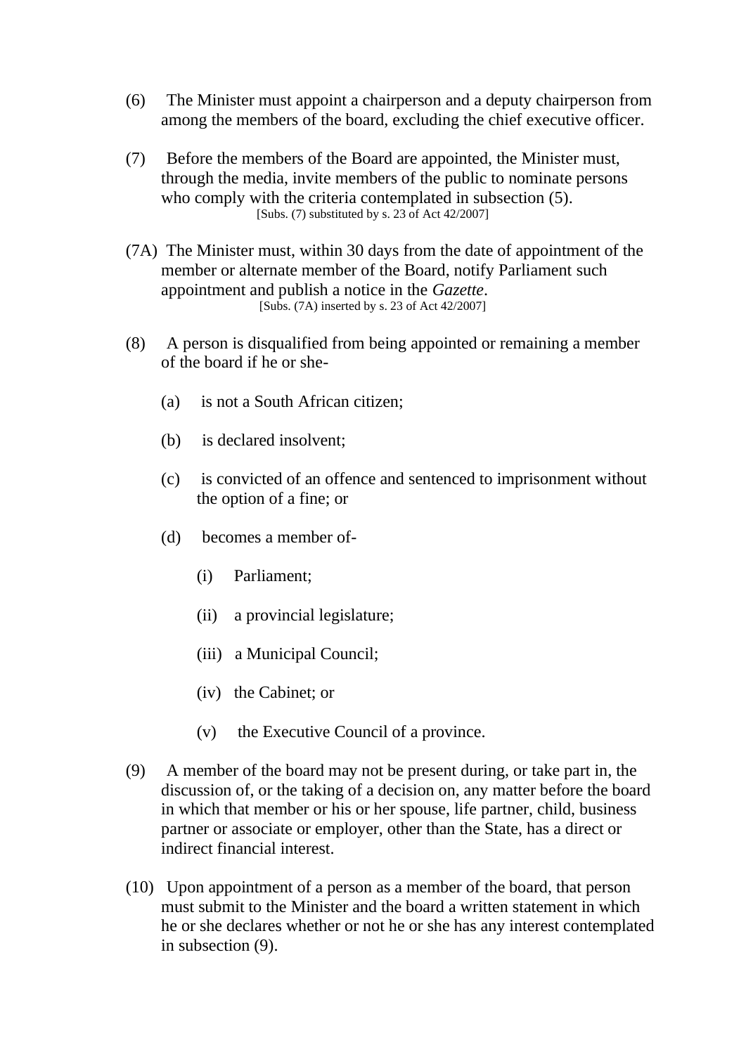(6) The Minister must appoint a chairperson and a deputy chairperson from among the members of the board, excluding the chief executive officer.

(7) Before the members of the Board are appointed, the Minister must, through the media, invite members of the public to nominate persons who comply with the criteria contemplated in subsection (5).

[Subs. (7) substituted by s. 23 of Act 42/2007]

(7A) The Minister must, within 30 days from the date of appointment of the member or alternate member of the Board, notify Parliament such appointment and publish a notice in the *Gazette*.

[Subs. (7A) inserted by s. 23 of Act 42/2007]

(8) A person is disqualified from being appointed or remaining a member of the board if he or she-

(a) is not a South African citizen;

(b) is declared insolvent;

(c) is convicted of an offence and sentenced to imprisonment without the option of a fine; or

(d) becomes a member of-

(i) Parliament;

(ii) a provincial legislature;

(iii) a Municipal Council;

(iv) the Cabinet; or

(v) the Executive Council of a province.

(9) A member of the board may not be present during, or take part in, the discussion of, or the taking of a decision on, any matter before the board in which that member or his or her spouse, life partner, child, business partner or associate or employer, other than the State, has a direct or indirect financial interest.

(10) Upon appointment of a person as a member of the board, that person must submit to the Minister and the board a written statement in which he or she declares whether or not he or she has any interest contemplated in subsection (9).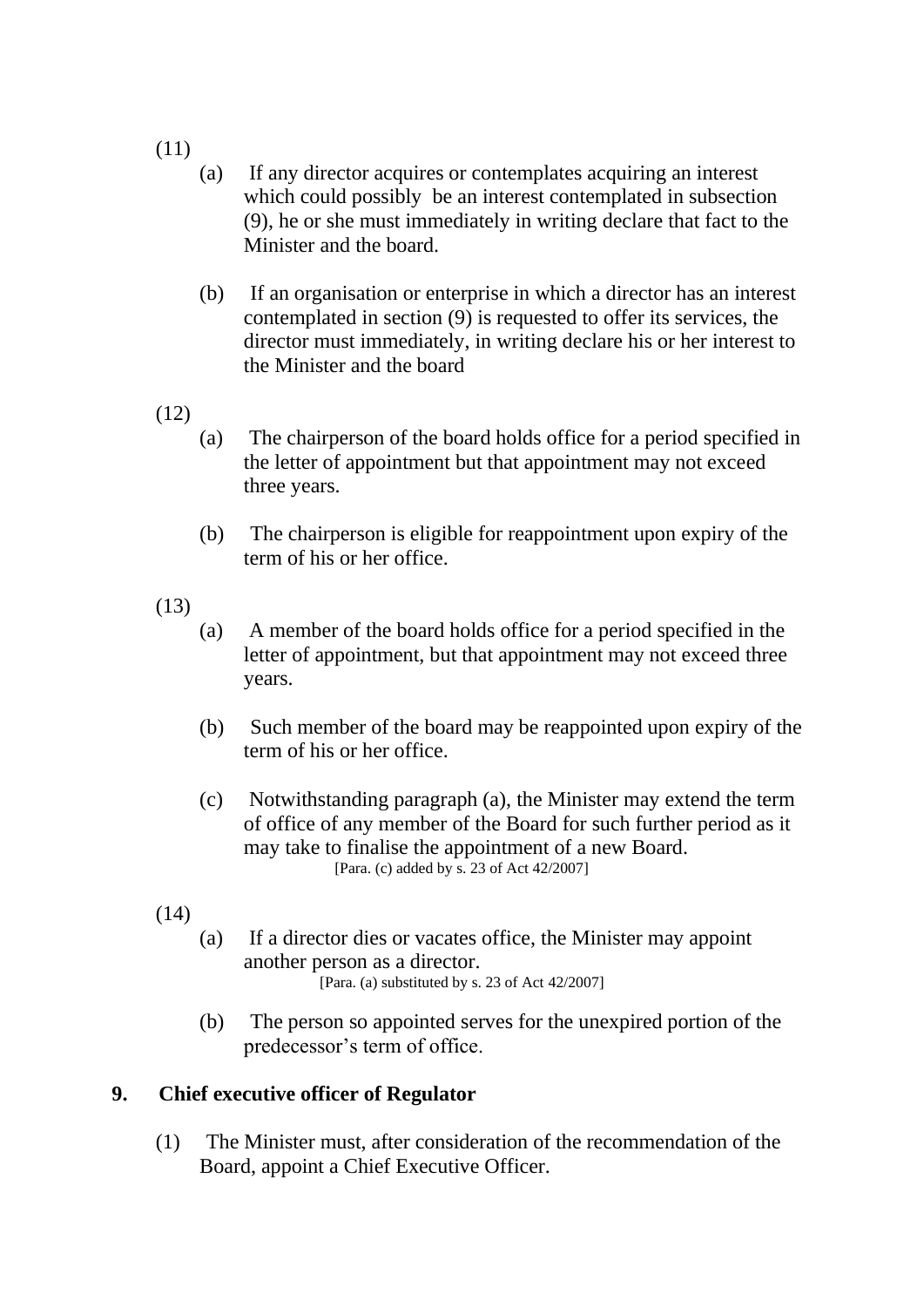(11)

(a) If any director acquires or contemplates acquiring an interest which could possibly be an interest contemplated in subsection (9), he or she must immediately in writing declare that fact to the Minister and the board.

(b) If an organisation or enterprise in which a director has an interest contemplated in section (9) is requested to offer its services, the director must immediately, in writing declare his or her interest to the Minister and the board

(12)

(a) The chairperson of the board holds office for a period specified in the letter of appointment but that appointment may not exceed three years.

(b) The chairperson is eligible for reappointment upon expiry of the term of his or her office.

(13)

(a) A member of the board holds office for a period specified in the letter of appointment, but that appointment may not exceed three years.

(b) Such member of the board may be reappointed upon expiry of the term of his or her office.

(c) Notwithstanding paragraph (a), the Minister may extend the term of office of any member of the Board for such further period as it may take to finalise the appointment of a new Board.
[Para. (c) added by s. 23 of Act 42/2007]

(14)

(a) If a director dies or vacates office, the Minister may appoint another person as a director.
[Para. (a) substituted by s. 23 of Act 42/2007]

(b) The person so appointed serves for the unexpired portion of the predecessor's term of office.

## 9. Chief executive officer of Regulator

(1) The Minister must, after consideration of the recommendation of the Board, appoint a Chief Executive Officer.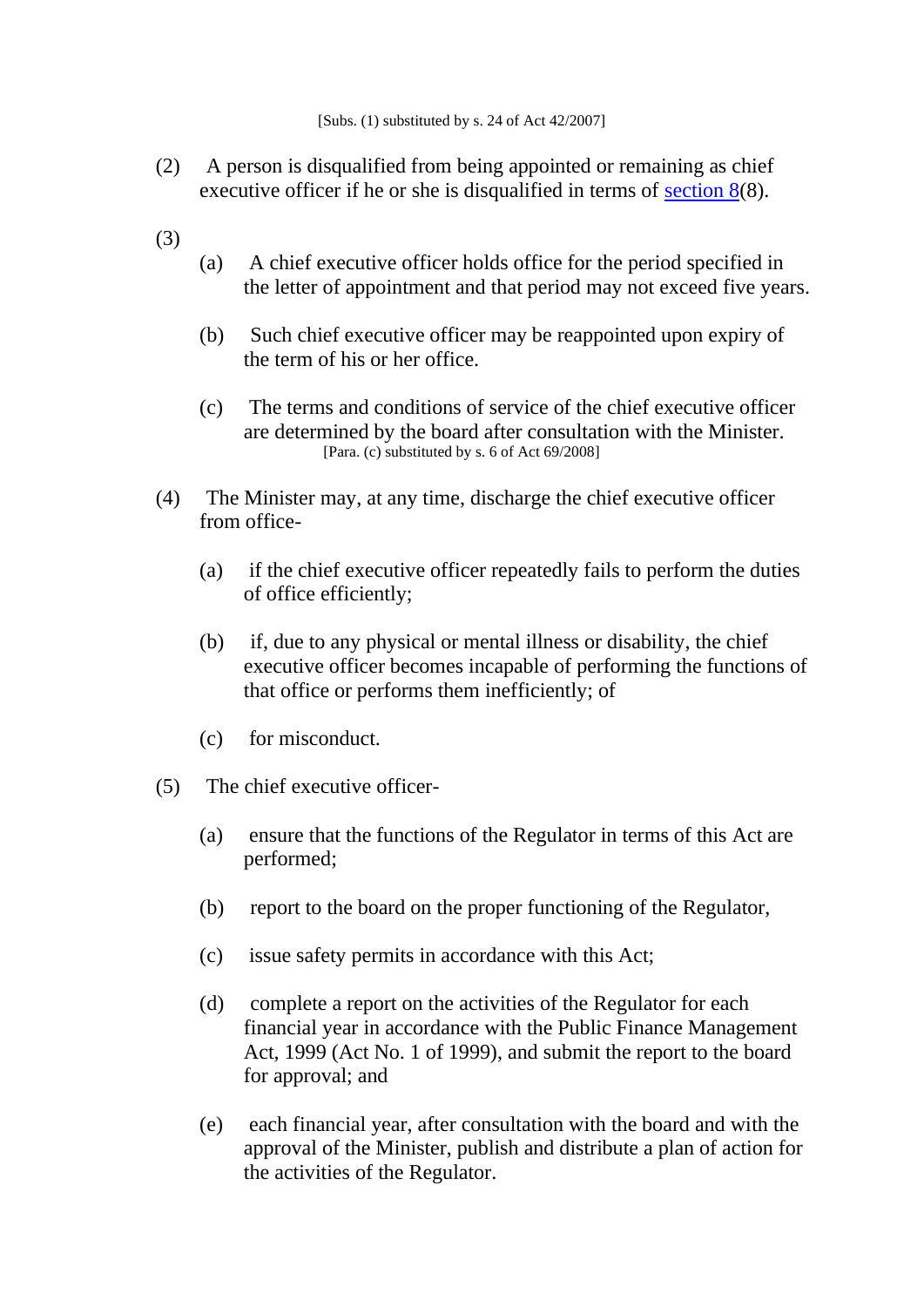[Subs. (1) substituted by s. 24 of Act 42/2007]

(2) A person is disqualified from being appointed or remaining as chief executive officer if he or she is disqualified in terms of section 8(8).

(3)

(a) A chief executive officer holds office for the period specified in the letter of appointment and that period may not exceed five years.

(b) Such chief executive officer may be reappointed upon expiry of the term of his or her office.

(c) The terms and conditions of service of the chief executive officer are determined by the board after consultation with the Minister.
[Para. (c) substituted by s. 6 of Act 69/2008]

(4) The Minister may, at any time, discharge the chief executive officer from office-

(a) if the chief executive officer repeatedly fails to perform the duties of office efficiently;

(b) if, due to any physical or mental illness or disability, the chief executive officer becomes incapable of performing the functions of that office or performs them inefficiently; of

(c) for misconduct.

(5) The chief executive officer-

(a) ensure that the functions of the Regulator in terms of this Act are performed;

(b) report to the board on the proper functioning of the Regulator,

(c) issue safety permits in accordance with this Act;

(d) complete a report on the activities of the Regulator for each financial year in accordance with the Public Finance Management Act, 1999 (Act No. 1 of 1999), and submit the report to the board for approval; and

(e) each financial year, after consultation with the board and with the approval of the Minister, publish and distribute a plan of action for the activities of the Regulator.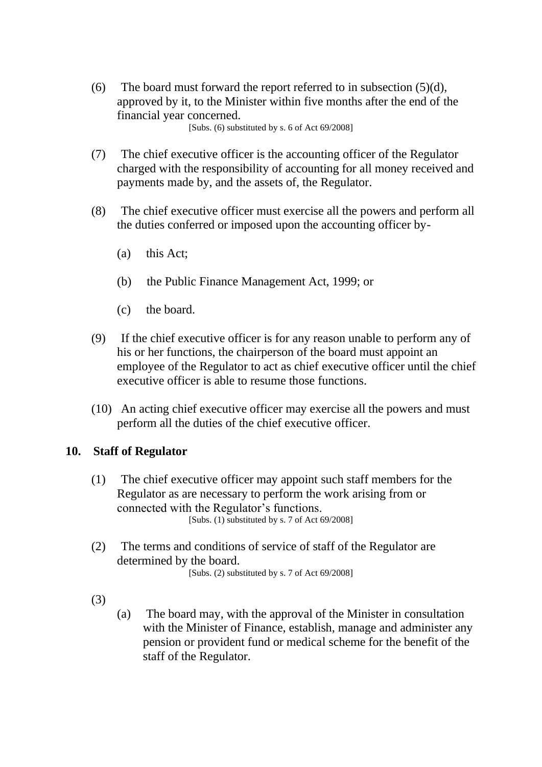(6) The board must forward the report referred to in subsection (5)(d), approved by it, to the Minister within five months after the end of the financial year concerned.

[Subs. (6) substituted by s. 6 of Act 69/2008]

(7) The chief executive officer is the accounting officer of the Regulator charged with the responsibility of accounting for all money received and payments made by, and the assets of, the Regulator.

(8) The chief executive officer must exercise all the powers and perform all the duties conferred or imposed upon the accounting officer by-

(a) this Act;

(b) the Public Finance Management Act, 1999; or

(c) the board.

(9) If the chief executive officer is for any reason unable to perform any of his or her functions, the chairperson of the board must appoint an employee of the Regulator to act as chief executive officer until the chief executive officer is able to resume those functions.

(10) An acting chief executive officer may exercise all the powers and must perform all the duties of the chief executive officer.

## 10. Staff of Regulator

(1) The chief executive officer may appoint such staff members for the Regulator as are necessary to perform the work arising from or connected with the Regulator's functions.

[Subs. (1) substituted by s. 7 of Act 69/2008]

(2) The terms and conditions of service of staff of the Regulator are determined by the board.

[Subs. (2) substituted by s. 7 of Act 69/2008]

(3)

(a) The board may, with the approval of the Minister in consultation with the Minister of Finance, establish, manage and administer any pension or provident fund or medical scheme for the benefit of the staff of the Regulator.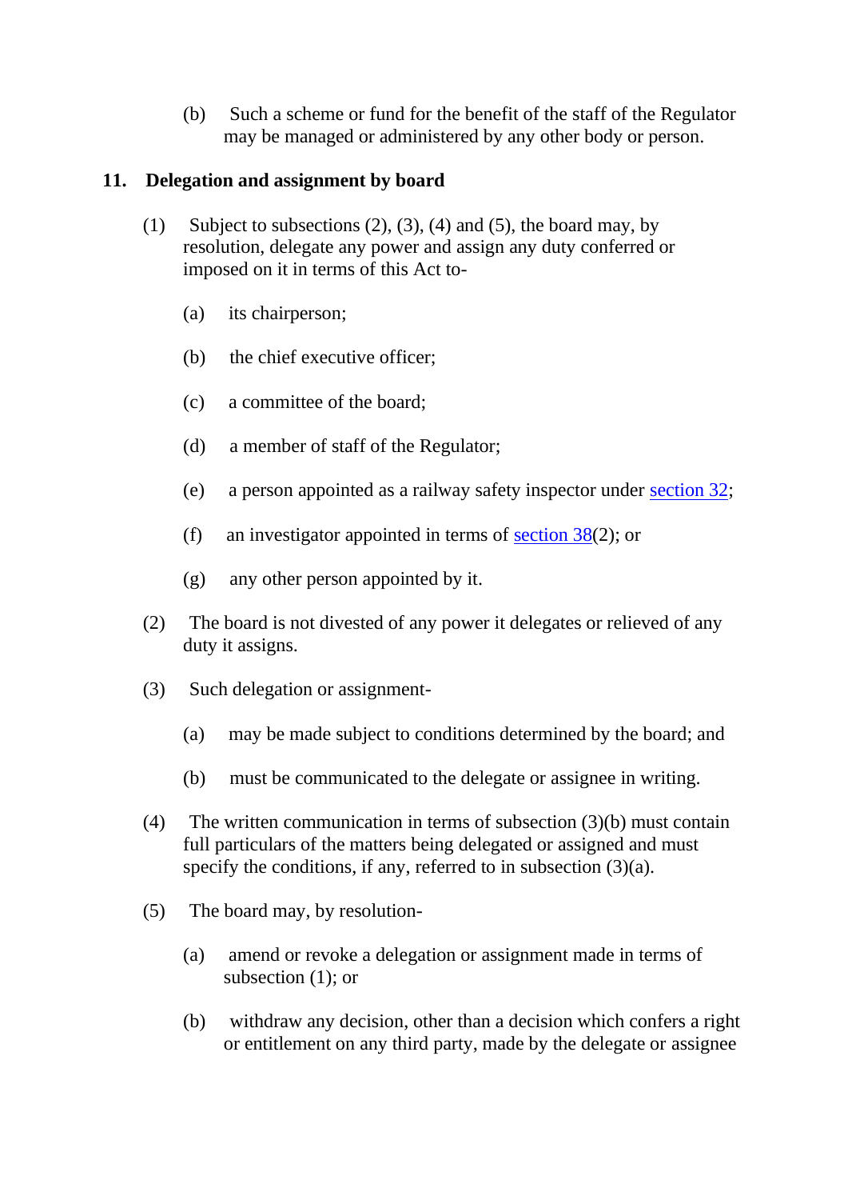(b) Such a scheme or fund for the benefit of the staff of the Regulator may be managed or administered by any other body or person.

**11. Delegation and assignment by board**

(1) Subject to subsections (2), (3), (4) and (5), the board may, by resolution, delegate any power and assign any duty conferred or imposed on it in terms of this Act to-

(a) its chairperson;

(b) the chief executive officer;

(c) a committee of the board;

(d) a member of staff of the Regulator;

(e) a person appointed as a railway safety inspector under section 32;

(f) an investigator appointed in terms of section 38(2); or

(g) any other person appointed by it.

(2) The board is not divested of any power it delegates or relieved of any duty it assigns.

(3) Such delegation or assignment-

(a) may be made subject to conditions determined by the board; and

(b) must be communicated to the delegate or assignee in writing.

(4) The written communication in terms of subsection (3)(b) must contain full particulars of the matters being delegated or assigned and must specify the conditions, if any, referred to in subsection (3)(a).

(5) The board may, by resolution-

(a) amend or revoke a delegation or assignment made in terms of subsection (1); or

(b) withdraw any decision, other than a decision which confers a right or entitlement on any third party, made by the delegate or assignee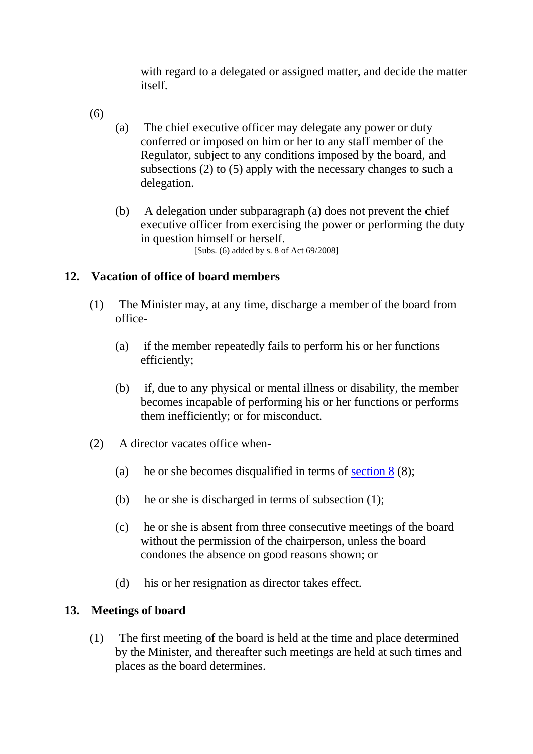with regard to a delegated or assigned matter, and decide the matter itself.

(6)

(a) The chief executive officer may delegate any power or duty conferred or imposed on him or her to any staff member of the Regulator, subject to any conditions imposed by the board, and subsections (2) to (5) apply with the necessary changes to such a delegation.

(b) A delegation under subparagraph (a) does not prevent the chief executive officer from exercising the power or performing the duty in question himself or herself.

[Subs. (6) added by s. 8 of Act 69/2008]

### 12. Vacation of office of board members

(1) The Minister may, at any time, discharge a member of the board from office-

(a) if the member repeatedly fails to perform his or her functions efficiently;

(b) if, due to any physical or mental illness or disability, the member becomes incapable of performing his or her functions or performs them inefficiently; or for misconduct.

(2) A director vacates office when-

(a) he or she becomes disqualified in terms of section 8 (8);

(b) he or she is discharged in terms of subsection (1);

(c) he or she is absent from three consecutive meetings of the board without the permission of the chairperson, unless the board condones the absence on good reasons shown; or

(d) his or her resignation as director takes effect.

### 13. Meetings of board

(1) The first meeting of the board is held at the time and place determined by the Minister, and thereafter such meetings are held at such times and places as the board determines.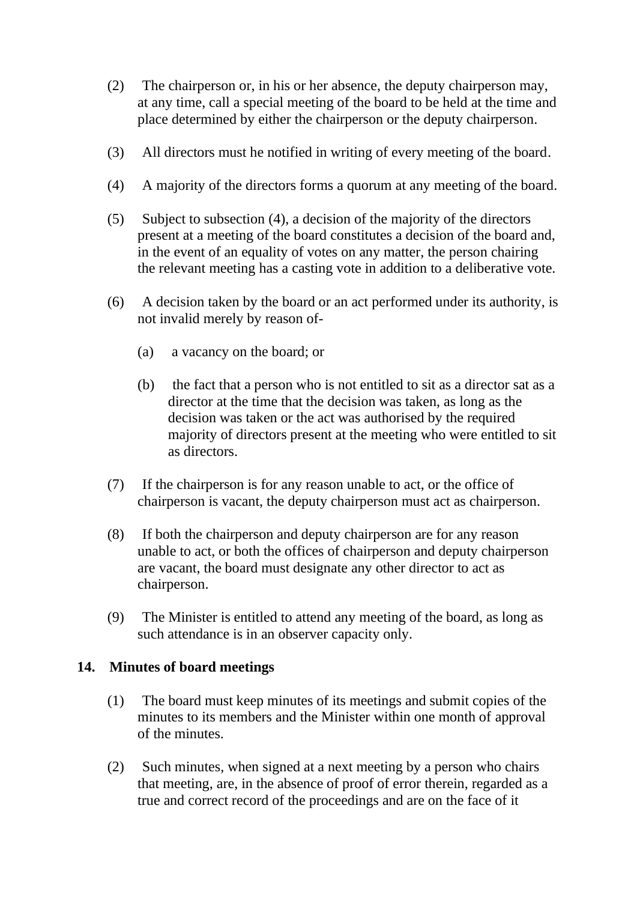(2) The chairperson or, in his or her absence, the deputy chairperson may, at any time, call a special meeting of the board to be held at the time and place determined by either the chairperson or the deputy chairperson.

(3) All directors must he notified in writing of every meeting of the board.

(4) A majority of the directors forms a quorum at any meeting of the board.

(5) Subject to subsection (4), a decision of the majority of the directors present at a meeting of the board constitutes a decision of the board and, in the event of an equality of votes on any matter, the person chairing the relevant meeting has a casting vote in addition to a deliberative vote.

(6) A decision taken by the board or an act performed under its authority, is not invalid merely by reason of-

 (a) a vacancy on the board; or

 (b) the fact that a person who is not entitled to sit as a director sat as a director at the time that the decision was taken, as long as the decision was taken or the act was authorised by the required majority of directors present at the meeting who were entitled to sit as directors.

(7) If the chairperson is for any reason unable to act, or the office of chairperson is vacant, the deputy chairperson must act as chairperson.

(8) If both the chairperson and deputy chairperson are for any reason unable to act, or both the offices of chairperson and deputy chairperson are vacant, the board must designate any other director to act as chairperson.

(9) The Minister is entitled to attend any meeting of the board, as long as such attendance is in an observer capacity only.

## 14. Minutes of board meetings

(1) The board must keep minutes of its meetings and submit copies of the minutes to its members and the Minister within one month of approval of the minutes.

(2) Such minutes, when signed at a next meeting by a person who chairs that meeting, are, in the absence of proof of error therein, regarded as a true and correct record of the proceedings and are on the face of it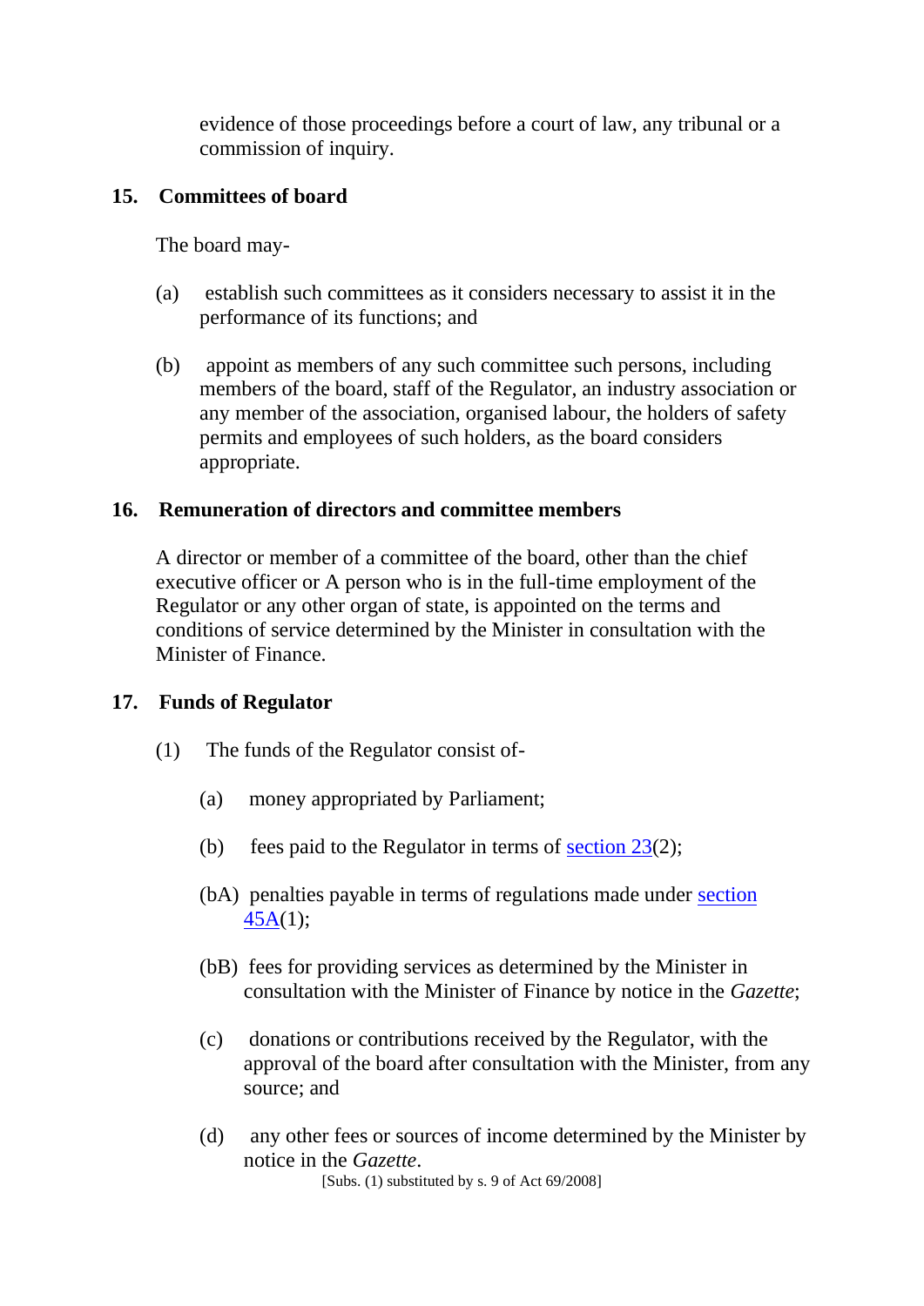evidence of those proceedings before a court of law, any tribunal or a commission of inquiry.

## 15. Committees of board

The board may-

(a) establish such committees as it considers necessary to assist it in the performance of its functions; and

(b) appoint as members of any such committee such persons, including members of the board, staff of the Regulator, an industry association or any member of the association, organised labour, the holders of safety permits and employees of such holders, as the board considers appropriate.

## 16. Remuneration of directors and committee members

A director or member of a committee of the board, other than the chief executive officer or A person who is in the full-time employment of the Regulator or any other organ of state, is appointed on the terms and conditions of service determined by the Minister in consultation with the Minister of Finance.

## 17. Funds of Regulator

(1) The funds of the Regulator consist of-

(a) money appropriated by Parliament;

(b) fees paid to the Regulator in terms of section 23(2);

(bA) penalties payable in terms of regulations made under section 45A(1);

(bB) fees for providing services as determined by the Minister in consultation with the Minister of Finance by notice in the *Gazette*;

(c) donations or contributions received by the Regulator, with the approval of the board after consultation with the Minister, from any source; and

(d) any other fees or sources of income determined by the Minister by notice in the *Gazette*.

[Subs. (1) substituted by s. 9 of Act 69/2008]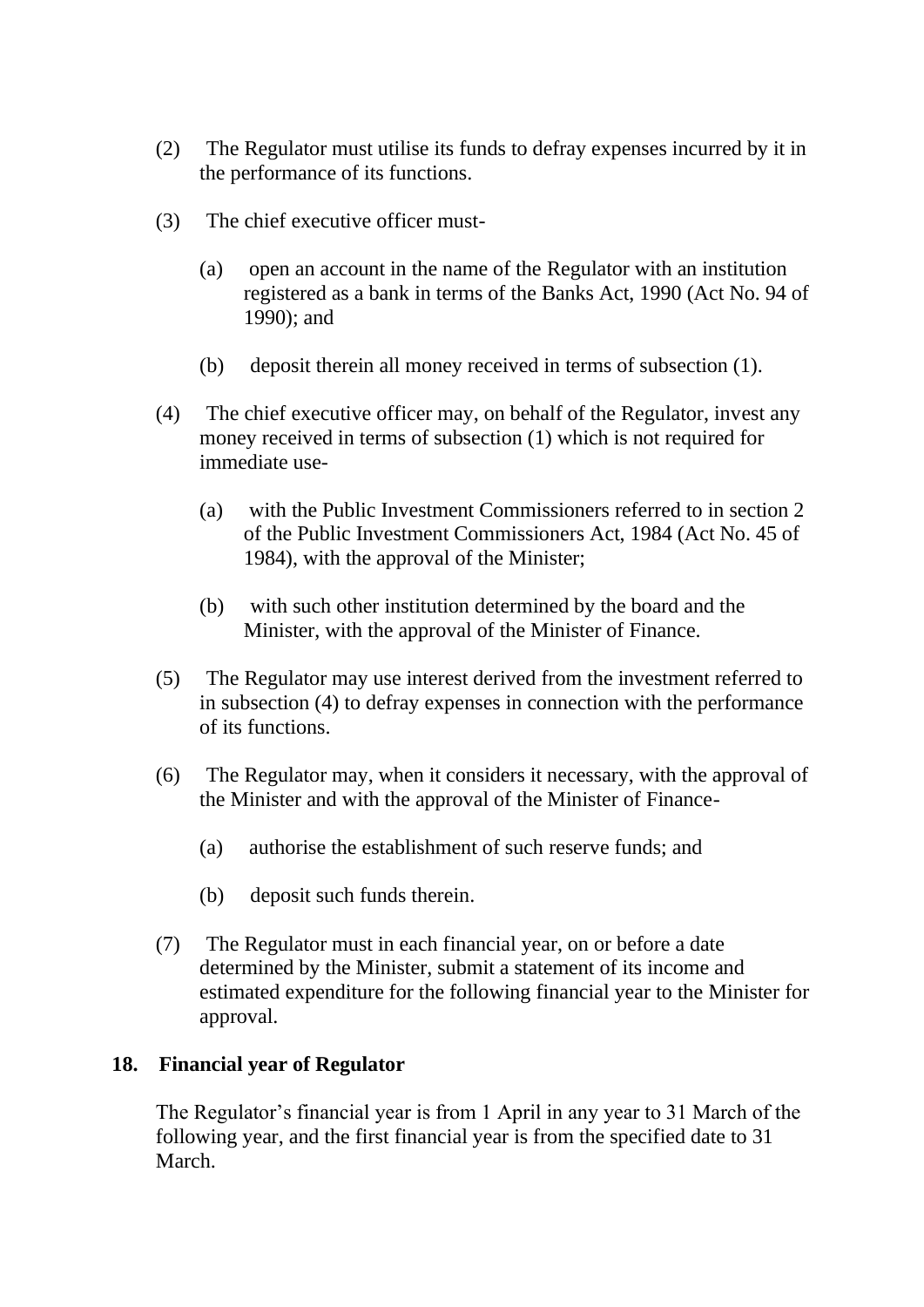(2) The Regulator must utilise its funds to defray expenses incurred by it in the performance of its functions.

(3) The chief executive officer must-

(a) open an account in the name of the Regulator with an institution registered as a bank in terms of the Banks Act, 1990 (Act No. 94 of 1990); and

(b) deposit therein all money received in terms of subsection (1).

(4) The chief executive officer may, on behalf of the Regulator, invest any money received in terms of subsection (1) which is not required for immediate use-

(a) with the Public Investment Commissioners referred to in section 2 of the Public Investment Commissioners Act, 1984 (Act No. 45 of 1984), with the approval of the Minister;

(b) with such other institution determined by the board and the Minister, with the approval of the Minister of Finance.

(5) The Regulator may use interest derived from the investment referred to in subsection (4) to defray expenses in connection with the performance of its functions.

(6) The Regulator may, when it considers it necessary, with the approval of the Minister and with the approval of the Minister of Finance-

(a) authorise the establishment of such reserve funds; and

(b) deposit such funds therein.

(7) The Regulator must in each financial year, on or before a date determined by the Minister, submit a statement of its income and estimated expenditure for the following financial year to the Minister for approval.

## 18. Financial year of Regulator

The Regulator's financial year is from 1 April in any year to 31 March of the following year, and the first financial year is from the specified date to 31 March.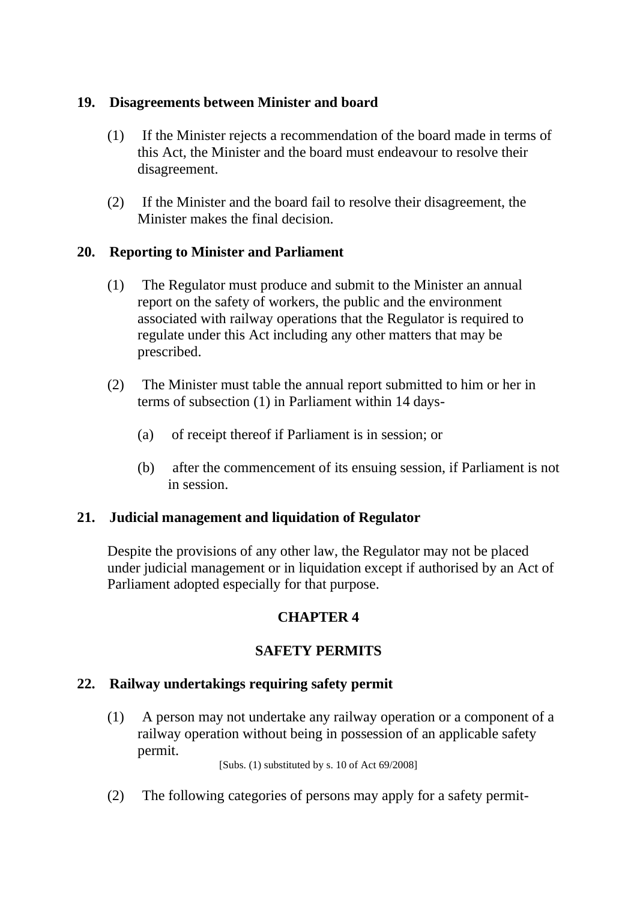## 19. Disagreements between Minister and board

(1) If the Minister rejects a recommendation of the board made in terms of this Act, the Minister and the board must endeavour to resolve their disagreement.

(2) If the Minister and the board fail to resolve their disagreement, the Minister makes the final decision.

## 20. Reporting to Minister and Parliament

(1) The Regulator must produce and submit to the Minister an annual report on the safety of workers, the public and the environment associated with railway operations that the Regulator is required to regulate under this Act including any other matters that may be prescribed.

(2) The Minister must table the annual report submitted to him or her in terms of subsection (1) in Parliament within 14 days-

(a) of receipt thereof if Parliament is in session; or

(b) after the commencement of its ensuing session, if Parliament is not in session.

## 21. Judicial management and liquidation of Regulator

Despite the provisions of any other law, the Regulator may not be placed under judicial management or in liquidation except if authorised by an Act of Parliament adopted especially for that purpose.

# CHAPTER 4

# SAFETY PERMITS

## 22. Railway undertakings requiring safety permit

(1) A person may not undertake any railway operation or a component of a railway operation without being in possession of an applicable safety permit.

[Subs. (1) substituted by s. 10 of Act 69/2008]

(2) The following categories of persons may apply for a safety permit-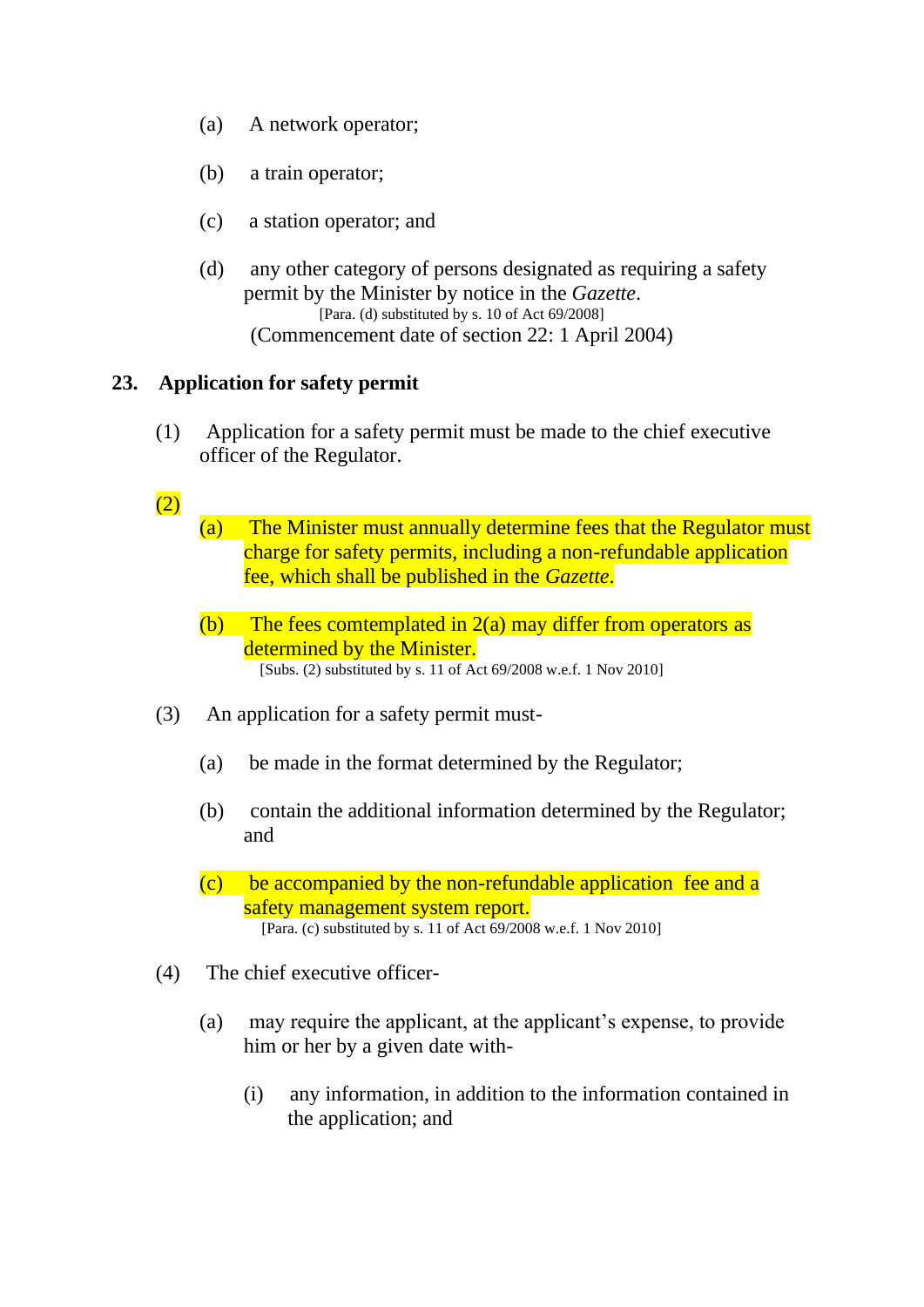(a) A network operator;

(b) a train operator;

(c) a station operator; and

(d) any other category of persons designated as requiring a safety permit by the Minister by notice in the *Gazette*.

[Para. (d) substituted by s. 10 of Act 69/2008]

(Commencement date of section 22: 1 April 2004)

## 23. Application for safety permit

(1) Application for a safety permit must be made to the chief executive officer of the Regulator.

(2)

(a) The Minister must annually determine fees that the Regulator must charge for safety permits, including a non-refundable application fee, which shall be published in the *Gazette*.

(b) The fees comtemplated in 2(a) may differ from operators as determined by the Minister.

[Subs. (2) substituted by s. 11 of Act 69/2008 w.e.f. 1 Nov 2010]

(3) An application for a safety permit must-

(a) be made in the format determined by the Regulator;

(b) contain the additional information determined by the Regulator; and

(c) be accompanied by the non-refundable application fee and a safety management system report.

[Para. (c) substituted by s. 11 of Act 69/2008 w.e.f. 1 Nov 2010]

(4) The chief executive officer-

(a) may require the applicant, at the applicant's expense, to provide him or her by a given date with-

(i) any information, in addition to the information contained in the application; and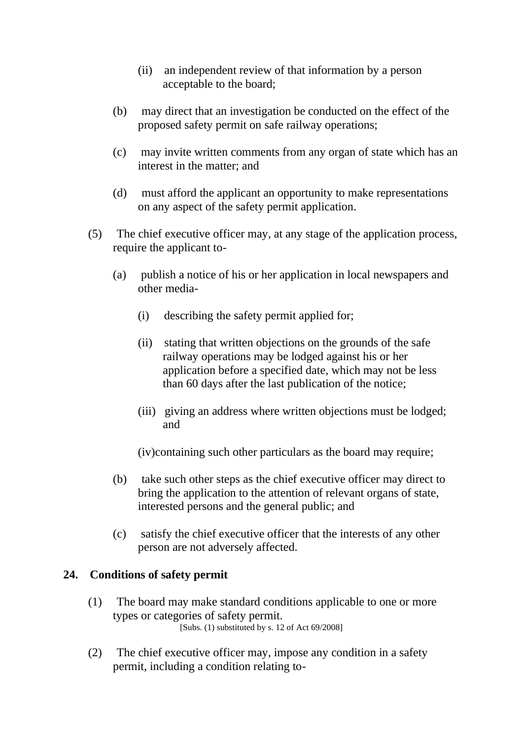(ii) an independent review of that information by a person acceptable to the board;

(b) may direct that an investigation be conducted on the effect of the proposed safety permit on safe railway operations;

(c) may invite written comments from any organ of state which has an interest in the matter; and

(d) must afford the applicant an opportunity to make representations on any aspect of the safety permit application.

(5) The chief executive officer may, at any stage of the application process, require the applicant to-

(a) publish a notice of his or her application in local newspapers and other media-

(i) describing the safety permit applied for;

(ii) stating that written objections on the grounds of the safe railway operations may be lodged against his or her application before a specified date, which may not be less than 60 days after the last publication of the notice;

(iii) giving an address where written objections must be lodged; and

(iv)containing such other particulars as the board may require;

(b) take such other steps as the chief executive officer may direct to bring the application to the attention of relevant organs of state, interested persons and the general public; and

(c) satisfy the chief executive officer that the interests of any other person are not adversely affected.

### 24. Conditions of safety permit

(1) The board may make standard conditions applicable to one or more types or categories of safety permit.

[Subs. (1) substituted by s. 12 of Act 69/2008]

(2) The chief executive officer may, impose any condition in a safety permit, including a condition relating to-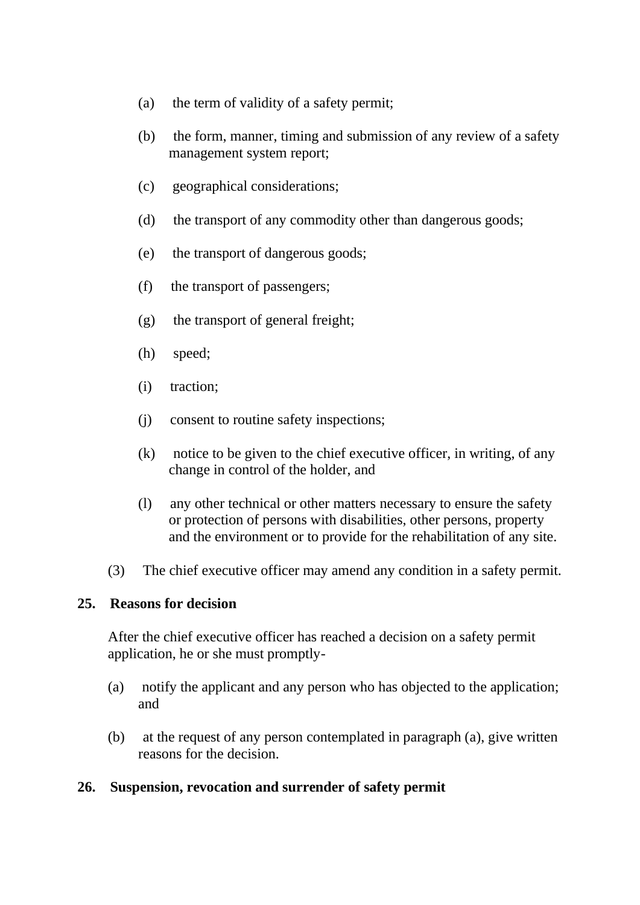(a) the term of validity of a safety permit;

(b) the form, manner, timing and submission of any review of a safety management system report;

(c) geographical considerations;

(d) the transport of any commodity other than dangerous goods;

(e) the transport of dangerous goods;

(f) the transport of passengers;

(g) the transport of general freight;

(h) speed;

(i) traction;

(j) consent to routine safety inspections;

(k) notice to be given to the chief executive officer, in writing, of any change in control of the holder, and

(l) any other technical or other matters necessary to ensure the safety or protection of persons with disabilities, other persons, property and the environment or to provide for the rehabilitation of any site.

(3) The chief executive officer may amend any condition in a safety permit.

**25. Reasons for decision**

After the chief executive officer has reached a decision on a safety permit application, he or she must promptly-

(a) notify the applicant and any person who has objected to the application; and

(b) at the request of any person contemplated in paragraph (a), give written reasons for the decision.

**26. Suspension, revocation and surrender of safety permit**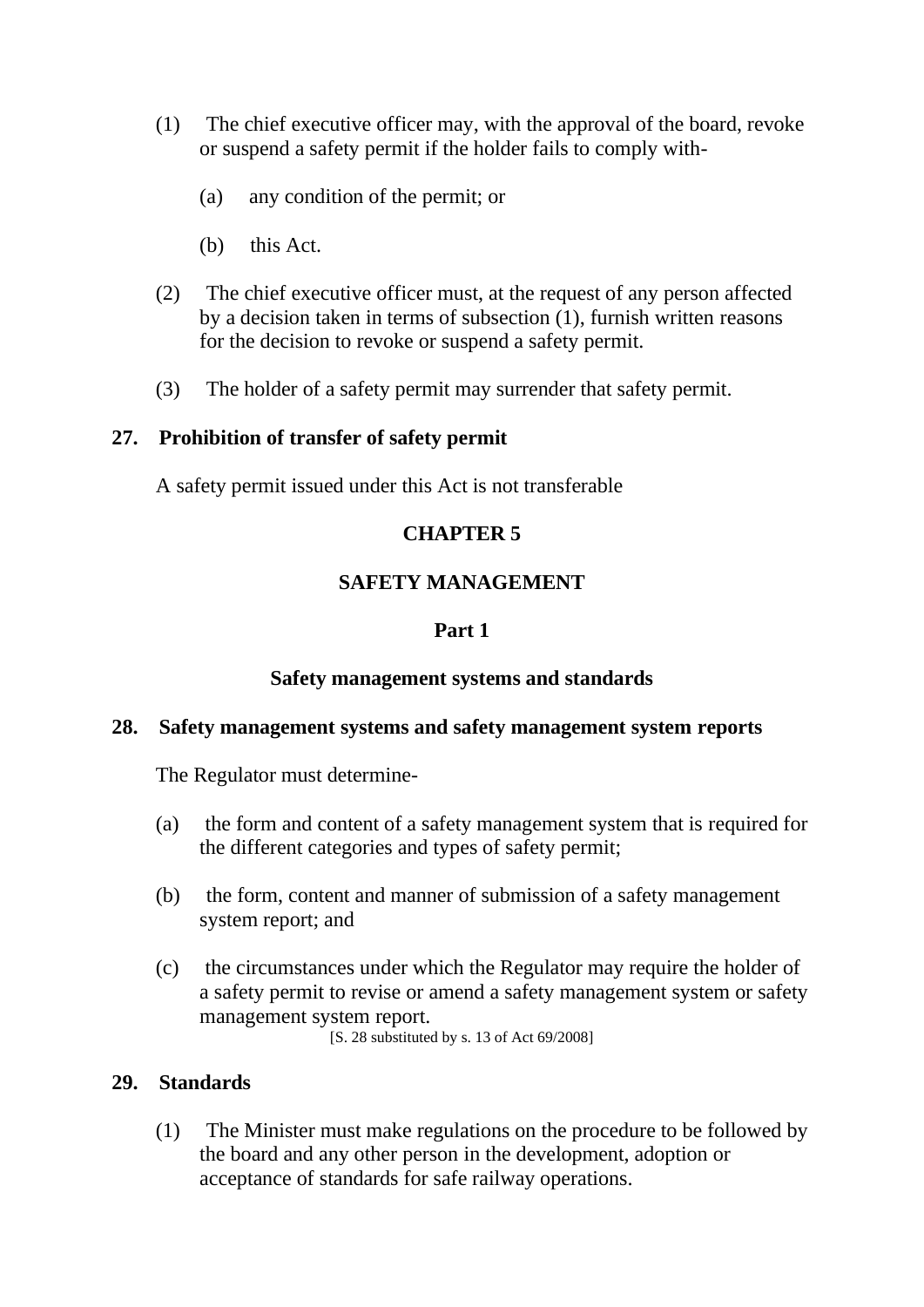(1) The chief executive officer may, with the approval of the board, revoke or suspend a safety permit if the holder fails to comply with-

(a) any condition of the permit; or

(b) this Act.

(2) The chief executive officer must, at the request of any person affected by a decision taken in terms of subsection (1), furnish written reasons for the decision to revoke or suspend a safety permit.

(3) The holder of a safety permit may surrender that safety permit.

**27. Prohibition of transfer of safety permit**

A safety permit issued under this Act is not transferable

## CHAPTER 5

## SAFETY MANAGEMENT

### Part 1

### Safety management systems and standards

**28. Safety management systems and safety management system reports**

The Regulator must determine-

(a) the form and content of a safety management system that is required for the different categories and types of safety permit;

(b) the form, content and manner of submission of a safety management system report; and

(c) the circumstances under which the Regulator may require the holder of a safety permit to revise or amend a safety management system or safety management system report.

[S. 28 substituted by s. 13 of Act 69/2008]

**29. Standards**

(1) The Minister must make regulations on the procedure to be followed by the board and any other person in the development, adoption or acceptance of standards for safe railway operations.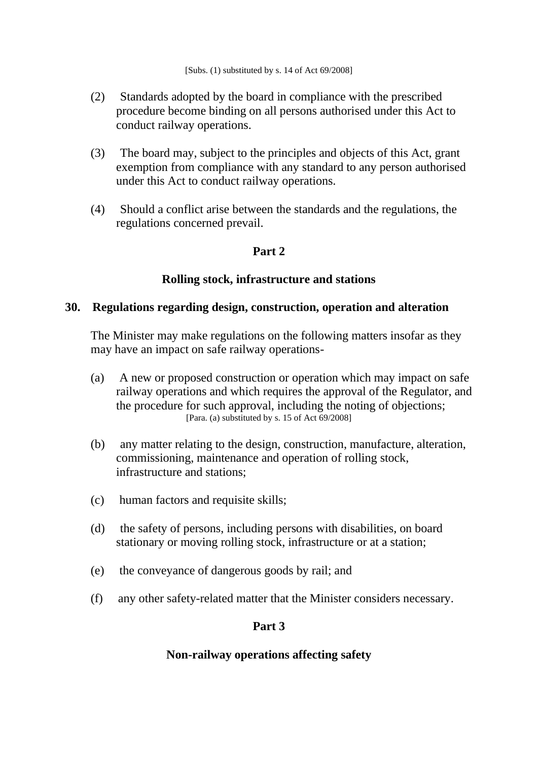[Subs. (1) substituted by s. 14 of Act 69/2008]

(2) Standards adopted by the board in compliance with the prescribed procedure become binding on all persons authorised under this Act to conduct railway operations.

(3) The board may, subject to the principles and objects of this Act, grant exemption from compliance with any standard to any person authorised under this Act to conduct railway operations.

(4) Should a conflict arise between the standards and the regulations, the regulations concerned prevail.

## Part 2

## Rolling stock, infrastructure and stations

### 30. Regulations regarding design, construction, operation and alteration

The Minister may make regulations on the following matters insofar as they may have an impact on safe railway operations-

(a) A new or proposed construction or operation which may impact on safe railway operations and which requires the approval of the Regulator, and the procedure for such approval, including the noting of objections;
[Para. (a) substituted by s. 15 of Act 69/2008]

(b) any matter relating to the design, construction, manufacture, alteration, commissioning, maintenance and operation of rolling stock, infrastructure and stations;

(c) human factors and requisite skills;

(d) the safety of persons, including persons with disabilities, on board stationary or moving rolling stock, infrastructure or at a station;

(e) the conveyance of dangerous goods by rail; and

(f) any other safety-related matter that the Minister considers necessary.

## Part 3

## Non-railway operations affecting safety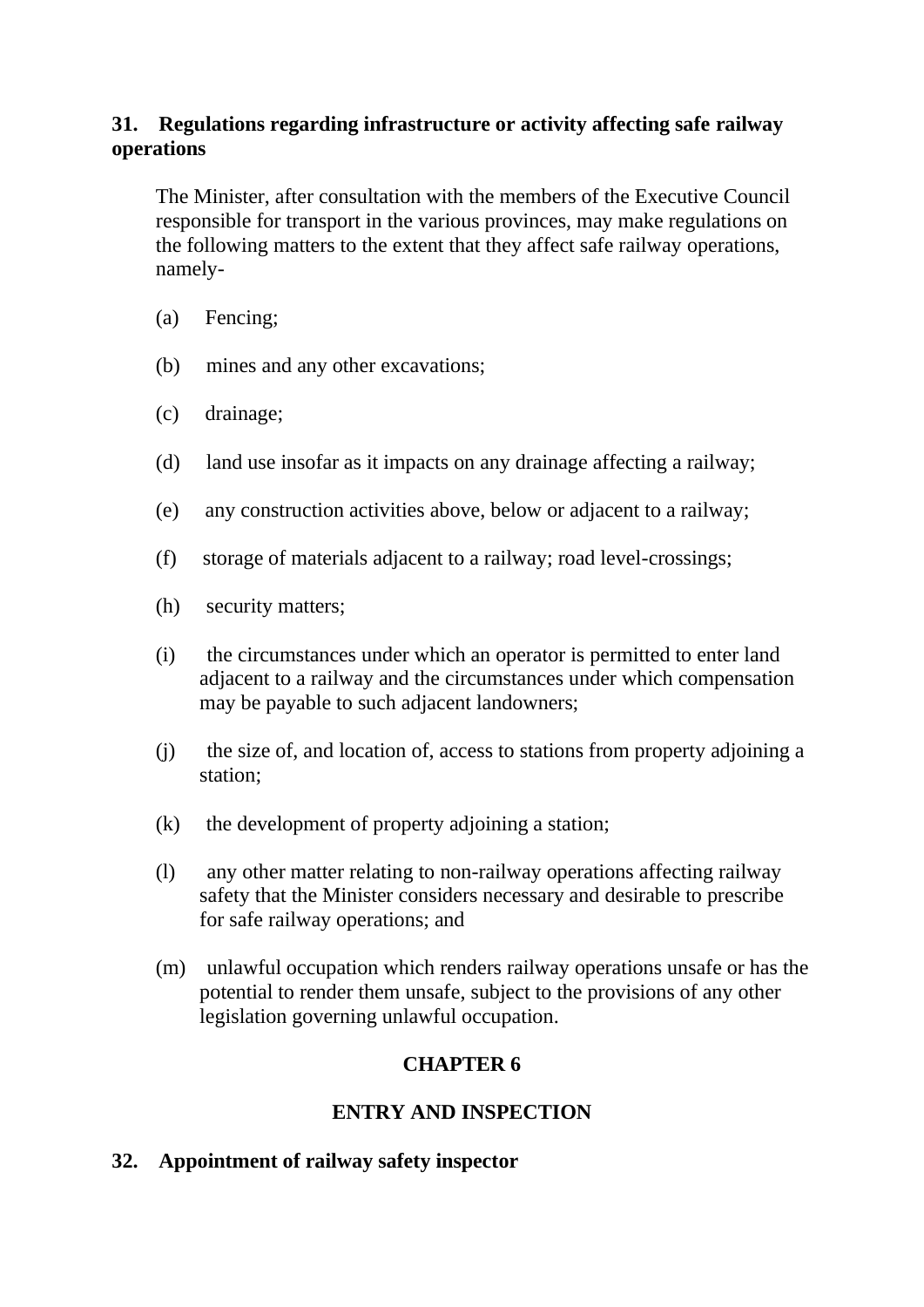### 31. Regulations regarding infrastructure or activity affecting safe railway operations

The Minister, after consultation with the members of the Executive Council responsible for transport in the various provinces, may make regulations on the following matters to the extent that they affect safe railway operations, namely-

(a) Fencing;

(b) mines and any other excavations;

(c) drainage;

(d) land use insofar as it impacts on any drainage affecting a railway;

(e) any construction activities above, below or adjacent to a railway;

(f) storage of materials adjacent to a railway; road level-crossings;

(h) security matters;

(i) the circumstances under which an operator is permitted to enter land adjacent to a railway and the circumstances under which compensation may be payable to such adjacent landowners;

(j) the size of, and location of, access to stations from property adjoining a station;

(k) the development of property adjoining a station;

(l) any other matter relating to non-railway operations affecting railway safety that the Minister considers necessary and desirable to prescribe for safe railway operations; and

(m) unlawful occupation which renders railway operations unsafe or has the potential to render them unsafe, subject to the provisions of any other legislation governing unlawful occupation.

## CHAPTER 6

## ENTRY AND INSPECTION

### 32. Appointment of railway safety inspector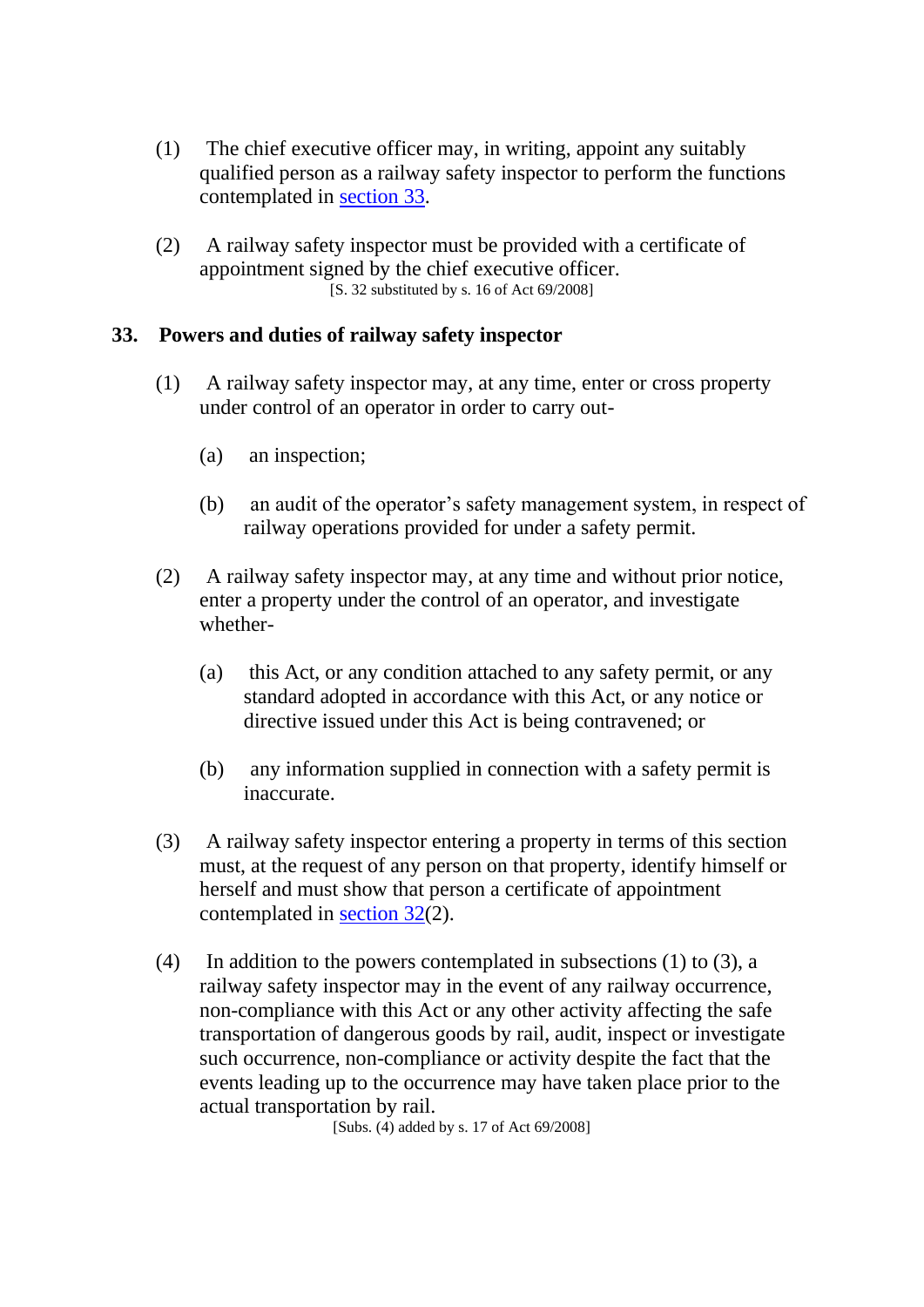(1) The chief executive officer may, in writing, appoint any suitably qualified person as a railway safety inspector to perform the functions contemplated in section 33.

(2) A railway safety inspector must be provided with a certificate of appointment signed by the chief executive officer.

[S. 32 substituted by s. 16 of Act 69/2008]

## 33. Powers and duties of railway safety inspector

(1) A railway safety inspector may, at any time, enter or cross property under control of an operator in order to carry out-

(a) an inspection;

(b) an audit of the operator's safety management system, in respect of railway operations provided for under a safety permit.

(2) A railway safety inspector may, at any time and without prior notice, enter a property under the control of an operator, and investigate whether-

(a) this Act, or any condition attached to any safety permit, or any standard adopted in accordance with this Act, or any notice or directive issued under this Act is being contravened; or

(b) any information supplied in connection with a safety permit is inaccurate.

(3) A railway safety inspector entering a property in terms of this section must, at the request of any person on that property, identify himself or herself and must show that person a certificate of appointment contemplated in section 32(2).

(4) In addition to the powers contemplated in subsections (1) to (3), a railway safety inspector may in the event of any railway occurrence, non-compliance with this Act or any other activity affecting the safe transportation of dangerous goods by rail, audit, inspect or investigate such occurrence, non-compliance or activity despite the fact that the events leading up to the occurrence may have taken place prior to the actual transportation by rail.

[Subs. (4) added by s. 17 of Act 69/2008]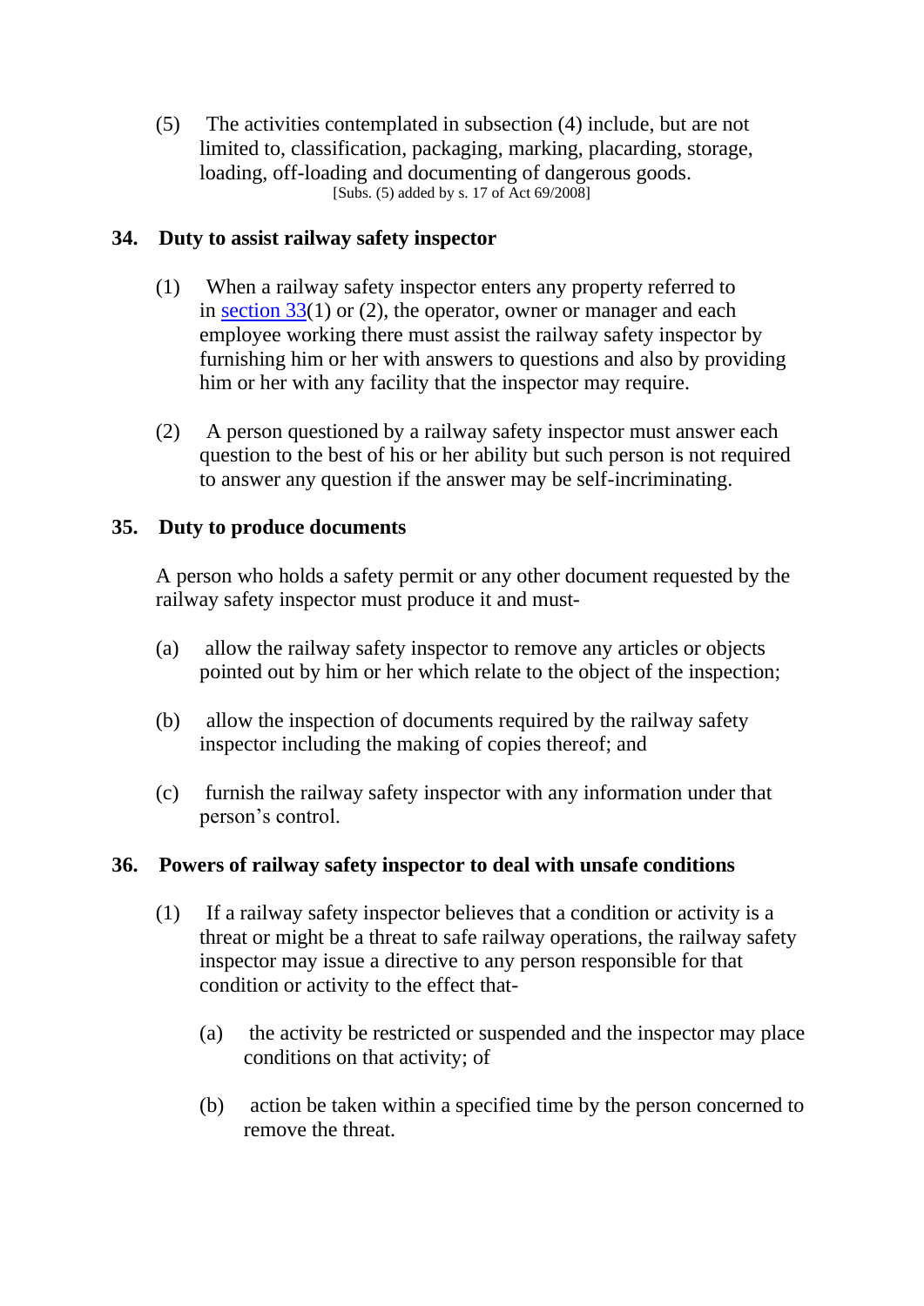(5) The activities contemplated in subsection (4) include, but are not limited to, classification, packaging, marking, placarding, storage, loading, off-loading and documenting of dangerous goods.

[Subs. (5) added by s. 17 of Act 69/2008]

### 34. Duty to assist railway safety inspector

(1) When a railway safety inspector enters any property referred to in section 33(1) or (2), the operator, owner or manager and each employee working there must assist the railway safety inspector by furnishing him or her with answers to questions and also by providing him or her with any facility that the inspector may require.

(2) A person questioned by a railway safety inspector must answer each question to the best of his or her ability but such person is not required to answer any question if the answer may be self-incriminating.

### 35. Duty to produce documents

A person who holds a safety permit or any other document requested by the railway safety inspector must produce it and must-

(a) allow the railway safety inspector to remove any articles or objects pointed out by him or her which relate to the object of the inspection;

(b) allow the inspection of documents required by the railway safety inspector including the making of copies thereof; and

(c) furnish the railway safety inspector with any information under that person's control.

### 36. Powers of railway safety inspector to deal with unsafe conditions

(1) If a railway safety inspector believes that a condition or activity is a threat or might be a threat to safe railway operations, the railway safety inspector may issue a directive to any person responsible for that condition or activity to the effect that-

(a) the activity be restricted or suspended and the inspector may place conditions on that activity; of

(b) action be taken within a specified time by the person concerned to remove the threat.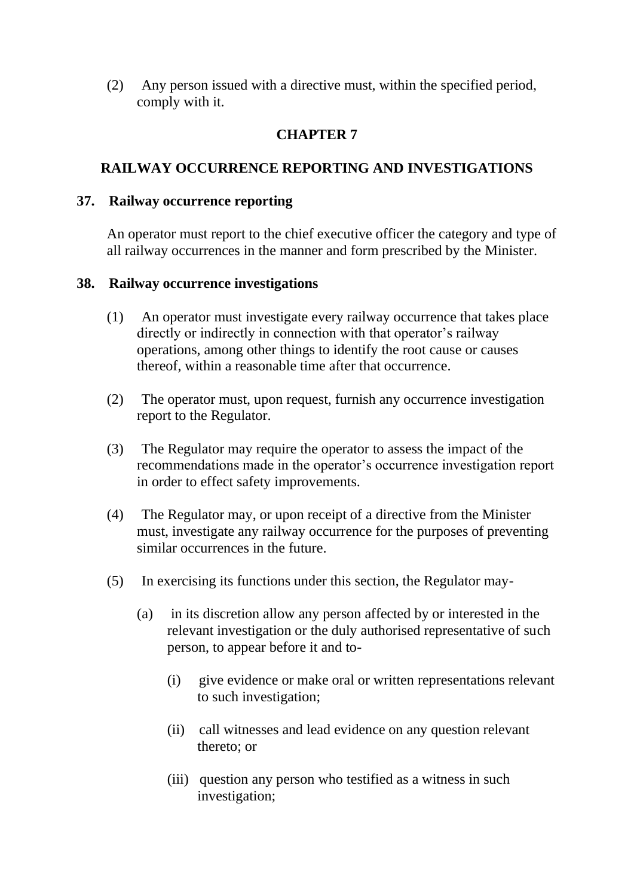(2) Any person issued with a directive must, within the specified period, comply with it.

## CHAPTER 7

## RAILWAY OCCURRENCE REPORTING AND INVESTIGATIONS

### 37. Railway occurrence reporting

An operator must report to the chief executive officer the category and type of all railway occurrences in the manner and form prescribed by the Minister.

### 38. Railway occurrence investigations

(1) An operator must investigate every railway occurrence that takes place directly or indirectly in connection with that operator's railway operations, among other things to identify the root cause or causes thereof, within a reasonable time after that occurrence.

(2) The operator must, upon request, furnish any occurrence investigation report to the Regulator.

(3) The Regulator may require the operator to assess the impact of the recommendations made in the operator's occurrence investigation report in order to effect safety improvements.

(4) The Regulator may, or upon receipt of a directive from the Minister must, investigate any railway occurrence for the purposes of preventing similar occurrences in the future.

(5) In exercising its functions under this section, the Regulator may-

(a) in its discretion allow any person affected by or interested in the relevant investigation or the duly authorised representative of such person, to appear before it and to-

(i) give evidence or make oral or written representations relevant to such investigation;

(ii) call witnesses and lead evidence on any question relevant thereto; or

(iii) question any person who testified as a witness in such investigation;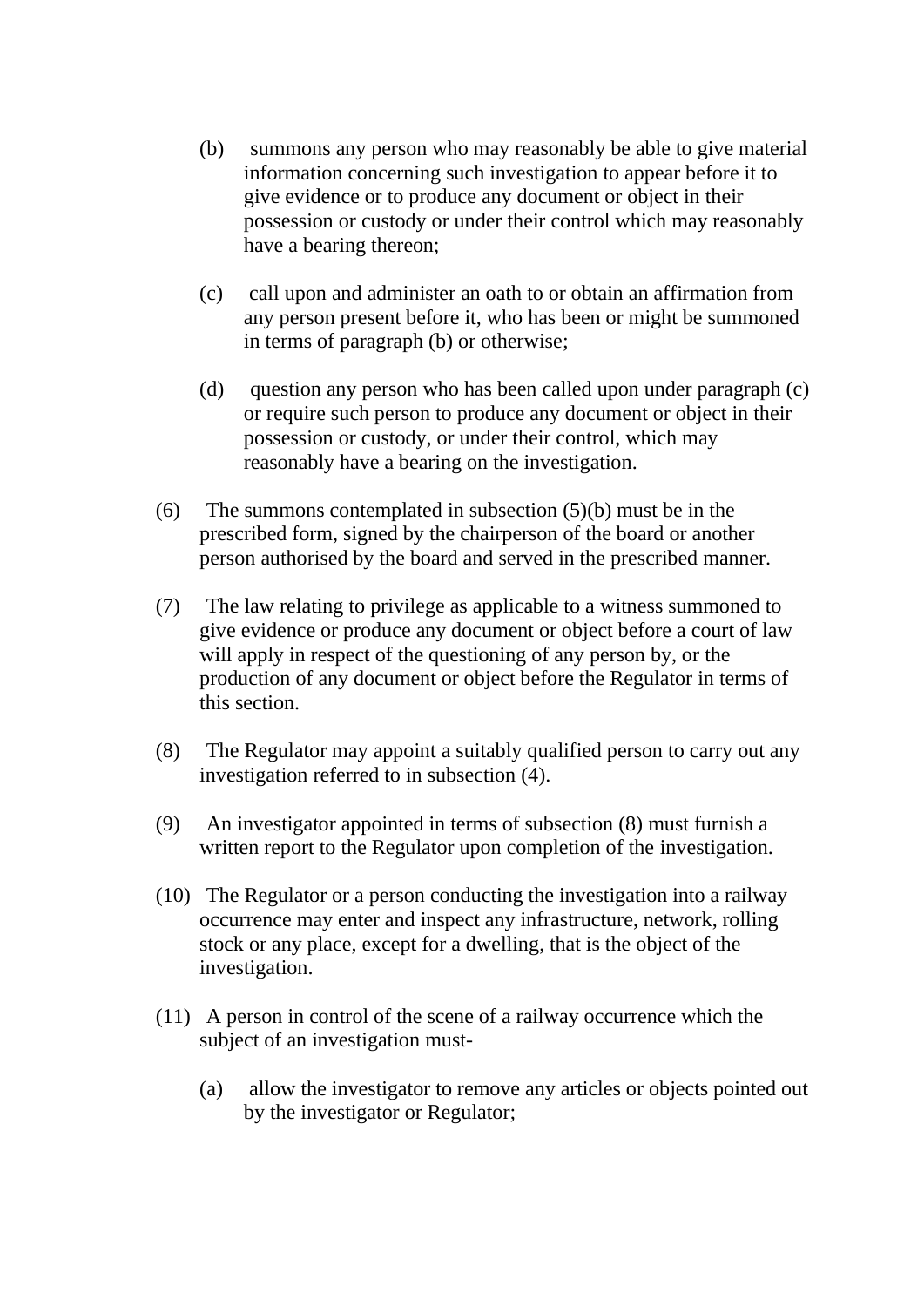(b) summons any person who may reasonably be able to give material information concerning such investigation to appear before it to give evidence or to produce any document or object in their possession or custody or under their control which may reasonably have a bearing thereon;

(c) call upon and administer an oath to or obtain an affirmation from any person present before it, who has been or might be summoned in terms of paragraph (b) or otherwise;

(d) question any person who has been called upon under paragraph (c) or require such person to produce any document or object in their possession or custody, or under their control, which may reasonably have a bearing on the investigation.

(6) The summons contemplated in subsection (5)(b) must be in the prescribed form, signed by the chairperson of the board or another person authorised by the board and served in the prescribed manner.

(7) The law relating to privilege as applicable to a witness summoned to give evidence or produce any document or object before a court of law will apply in respect of the questioning of any person by, or the production of any document or object before the Regulator in terms of this section.

(8) The Regulator may appoint a suitably qualified person to carry out any investigation referred to in subsection (4).

(9) An investigator appointed in terms of subsection (8) must furnish a written report to the Regulator upon completion of the investigation.

(10) The Regulator or a person conducting the investigation into a railway occurrence may enter and inspect any infrastructure, network, rolling stock or any place, except for a dwelling, that is the object of the investigation.

(11) A person in control of the scene of a railway occurrence which the subject of an investigation must-

(a) allow the investigator to remove any articles or objects pointed out by the investigator or Regulator;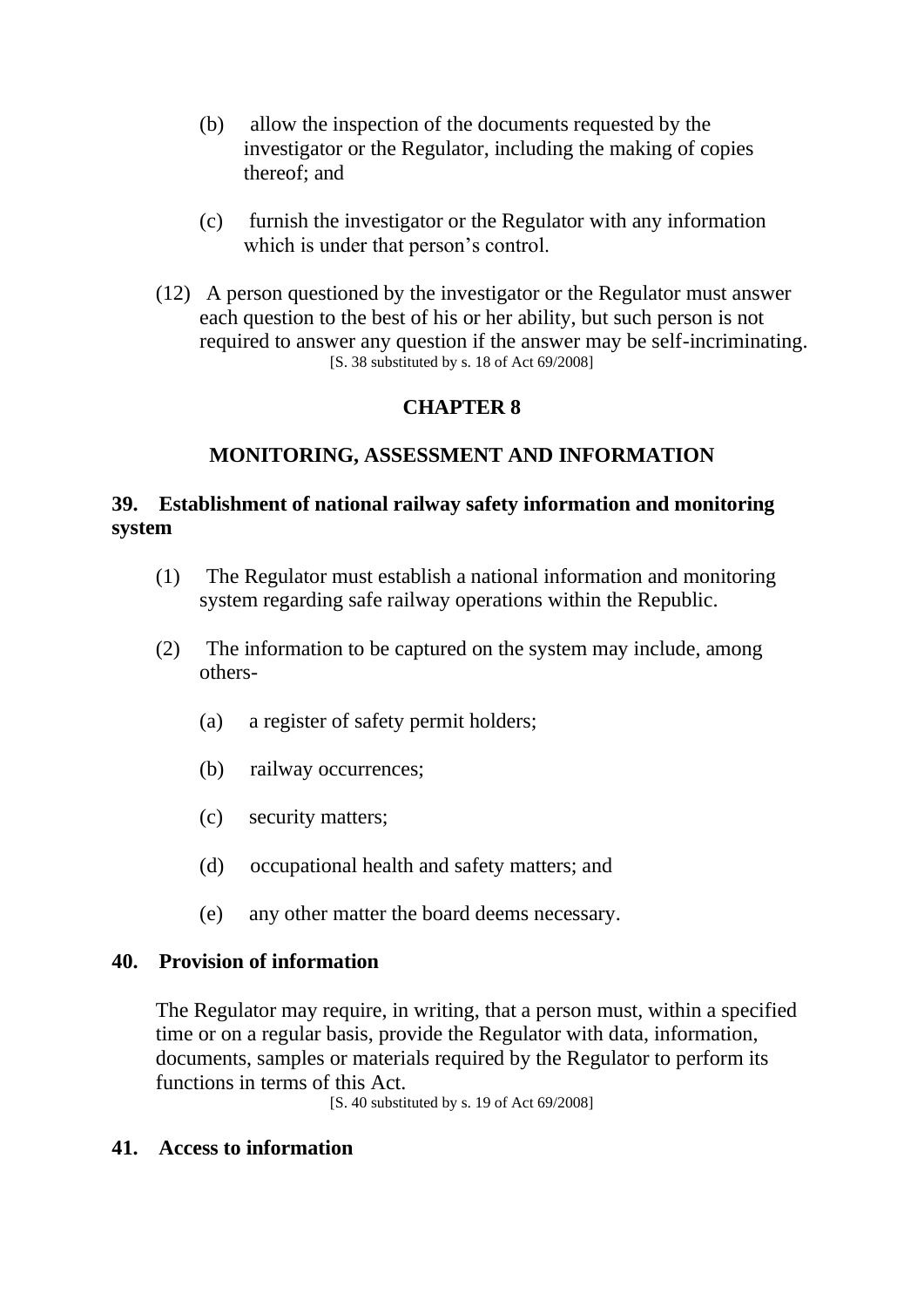(b) allow the inspection of the documents requested by the investigator or the Regulator, including the making of copies thereof; and

(c) furnish the investigator or the Regulator with any information which is under that person's control.

(12) A person questioned by the investigator or the Regulator must answer each question to the best of his or her ability, but such person is not required to answer any question if the answer may be self-incriminating.

[S. 38 substituted by s. 18 of Act 69/2008]

## CHAPTER 8

## MONITORING, ASSESSMENT AND INFORMATION

### 39. Establishment of national railway safety information and monitoring system

(1) The Regulator must establish a national information and monitoring system regarding safe railway operations within the Republic.

(2) The information to be captured on the system may include, among others-

(a) a register of safety permit holders;

(b) railway occurrences;

(c) security matters;

(d) occupational health and safety matters; and

(e) any other matter the board deems necessary.

### 40. Provision of information

The Regulator may require, in writing, that a person must, within a specified time or on a regular basis, provide the Regulator with data, information, documents, samples or materials required by the Regulator to perform its functions in terms of this Act.

[S. 40 substituted by s. 19 of Act 69/2008]

### 41. Access to information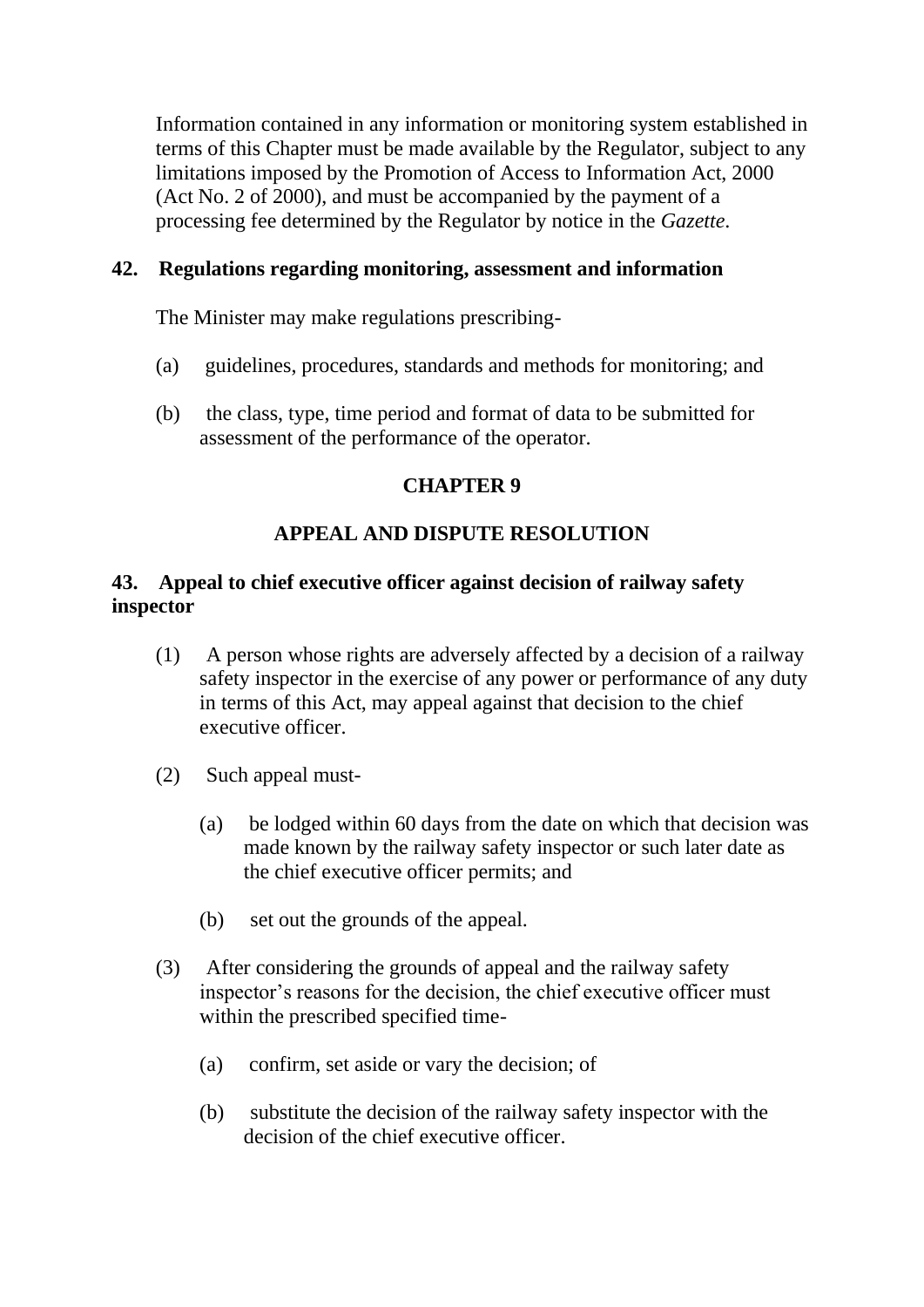Information contained in any information or monitoring system established in terms of this Chapter must be made available by the Regulator, subject to any limitations imposed by the Promotion of Access to Information Act, 2000 (Act No. 2 of 2000), and must be accompanied by the payment of a processing fee determined by the Regulator by notice in the *Gazette*.

**42. Regulations regarding monitoring, assessment and information**

The Minister may make regulations prescribing-

(a) guidelines, procedures, standards and methods for monitoring; and

(b) the class, type, time period and format of data to be submitted for assessment of the performance of the operator.

## CHAPTER 9

## APPEAL AND DISPUTE RESOLUTION

**43. Appeal to chief executive officer against decision of railway safety inspector**

(1) A person whose rights are adversely affected by a decision of a railway safety inspector in the exercise of any power or performance of any duty in terms of this Act, may appeal against that decision to the chief executive officer.

(2) Such appeal must-

(a) be lodged within 60 days from the date on which that decision was made known by the railway safety inspector or such later date as the chief executive officer permits; and

(b) set out the grounds of the appeal.

(3) After considering the grounds of appeal and the railway safety inspector's reasons for the decision, the chief executive officer must within the prescribed specified time-

(a) confirm, set aside or vary the decision; of

(b) substitute the decision of the railway safety inspector with the decision of the chief executive officer.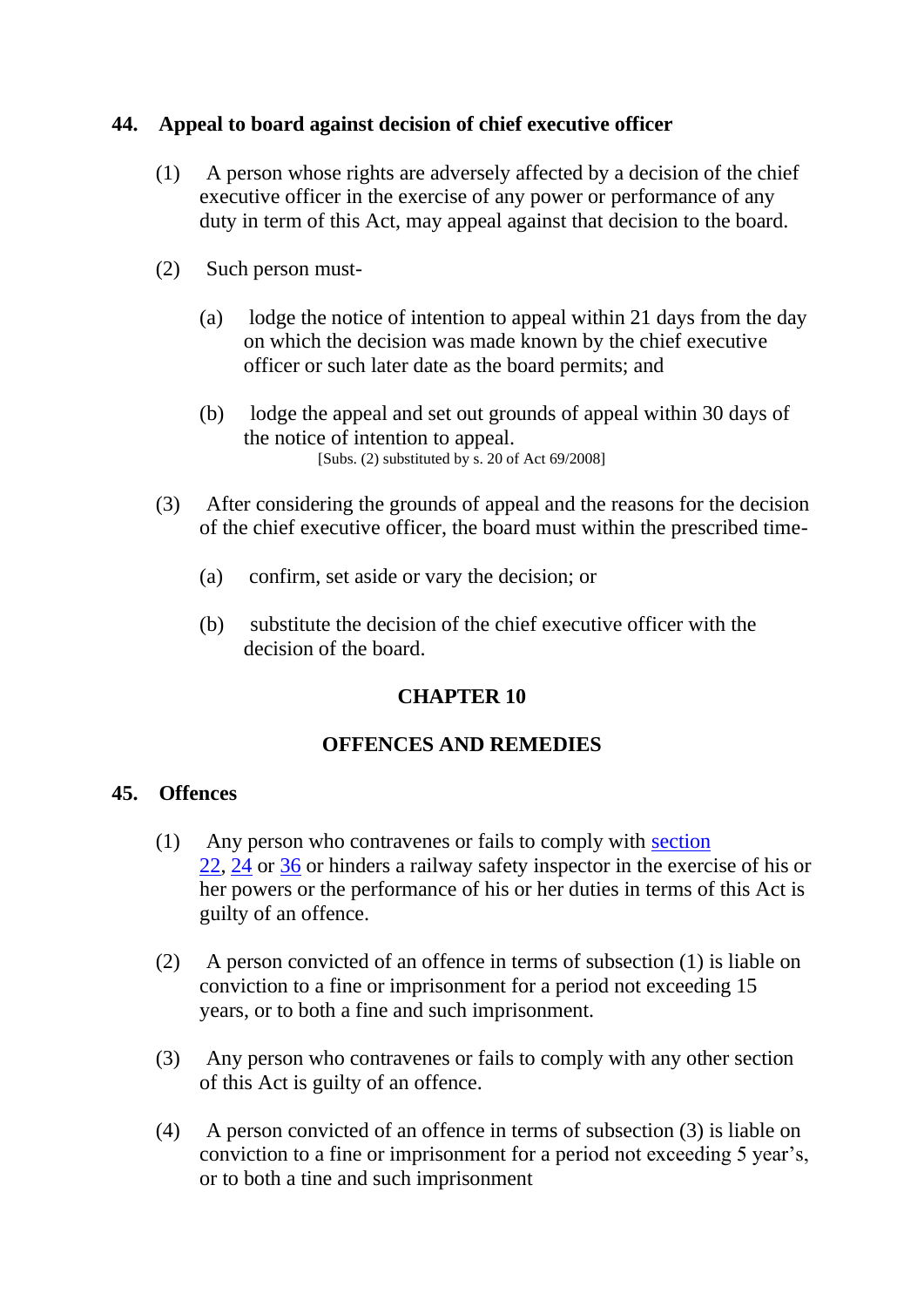## 44. Appeal to board against decision of chief executive officer

(1) A person whose rights are adversely affected by a decision of the chief executive officer in the exercise of any power or performance of any duty in term of this Act, may appeal against that decision to the board.

(2) Such person must-

(a) lodge the notice of intention to appeal within 21 days from the day on which the decision was made known by the chief executive officer or such later date as the board permits; and

(b) lodge the appeal and set out grounds of appeal within 30 days of the notice of intention to appeal.

[Subs. (2) substituted by s. 20 of Act 69/2008]

(3) After considering the grounds of appeal and the reasons for the decision of the chief executive officer, the board must within the prescribed time-

(a) confirm, set aside or vary the decision; or

(b) substitute the decision of the chief executive officer with the decision of the board.

# CHAPTER 10

# OFFENCES AND REMEDIES

## 45. Offences

(1) Any person who contravenes or fails to comply with section 22, 24 or 36 or hinders a railway safety inspector in the exercise of his or her powers or the performance of his or her duties in terms of this Act is guilty of an offence.

(2) A person convicted of an offence in terms of subsection (1) is liable on conviction to a fine or imprisonment for a period not exceeding 15 years, or to both a fine and such imprisonment.

(3) Any person who contravenes or fails to comply with any other section of this Act is guilty of an offence.

(4) A person convicted of an offence in terms of subsection (3) is liable on conviction to a fine or imprisonment for a period not exceeding 5 year's, or to both a tine and such imprisonment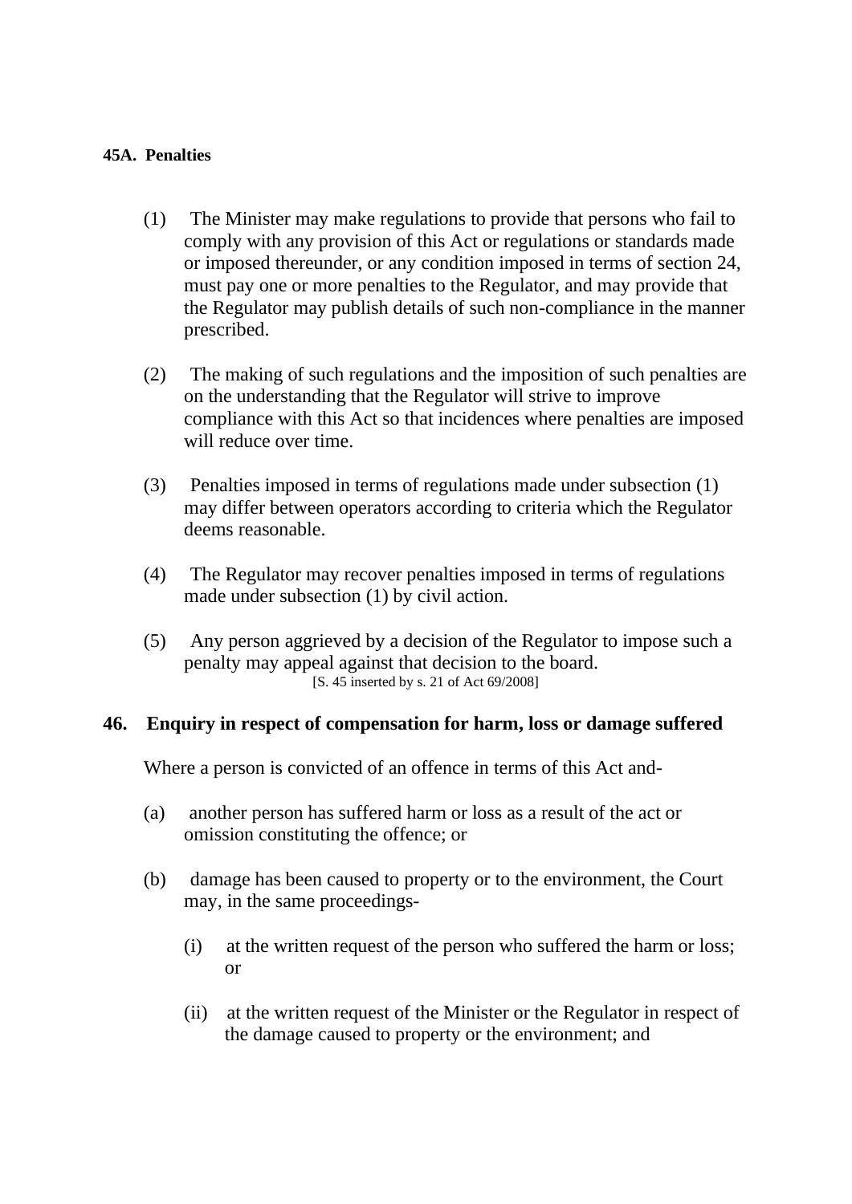**45A. Penalties**

(1) The Minister may make regulations to provide that persons who fail to comply with any provision of this Act or regulations or standards made or imposed thereunder, or any condition imposed in terms of section 24, must pay one or more penalties to the Regulator, and may provide that the Regulator may publish details of such non-compliance in the manner prescribed.

(2) The making of such regulations and the imposition of such penalties are on the understanding that the Regulator will strive to improve compliance with this Act so that incidences where penalties are imposed will reduce over time.

(3) Penalties imposed in terms of regulations made under subsection (1) may differ between operators according to criteria which the Regulator deems reasonable.

(4) The Regulator may recover penalties imposed in terms of regulations made under subsection (1) by civil action.

(5) Any person aggrieved by a decision of the Regulator to impose such a penalty may appeal against that decision to the board.
[S. 45 inserted by s. 21 of Act 69/2008]

## 46. Enquiry in respect of compensation for harm, loss or damage suffered

Where a person is convicted of an offence in terms of this Act and-

(a) another person has suffered harm or loss as a result of the act or omission constituting the offence; or

(b) damage has been caused to property or to the environment, the Court may, in the same proceedings-

   (i) at the written request of the person who suffered the harm or loss; or

   (ii) at the written request of the Minister or the Regulator in respect of the damage caused to property or the environment; and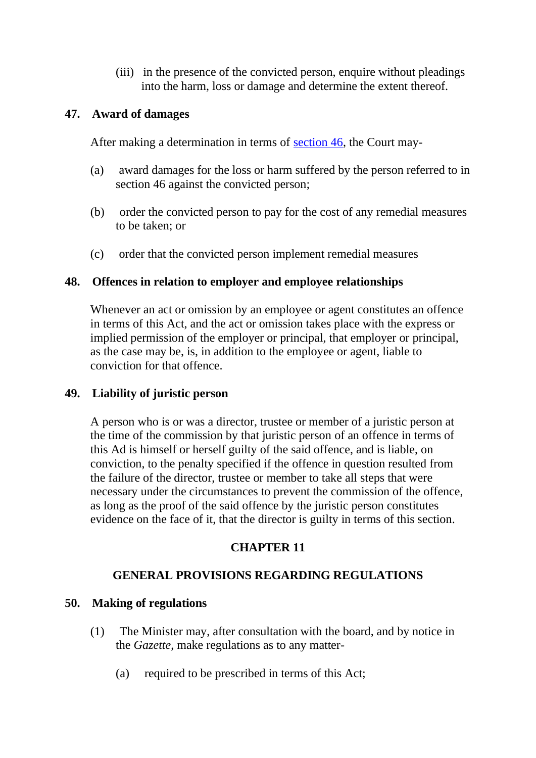(iii) in the presence of the convicted person, enquire without pleadings into the harm, loss or damage and determine the extent thereof.

### 47. Award of damages

After making a determination in terms of section 46, the Court may-

(a) award damages for the loss or harm suffered by the person referred to in section 46 against the convicted person;

(b) order the convicted person to pay for the cost of any remedial measures to be taken; or

(c) order that the convicted person implement remedial measures

### 48. Offences in relation to employer and employee relationships

Whenever an act or omission by an employee or agent constitutes an offence in terms of this Act, and the act or omission takes place with the express or implied permission of the employer or principal, that employer or principal, as the case may be, is, in addition to the employee or agent, liable to conviction for that offence.

### 49. Liability of juristic person

A person who is or was a director, trustee or member of a juristic person at the time of the commission by that juristic person of an offence in terms of this Ad is himself or herself guilty of the said offence, and is liable, on conviction, to the penalty specified if the offence in question resulted from the failure of the director, trustee or member to take all steps that were necessary under the circumstances to prevent the commission of the offence, as long as the proof of the said offence by the juristic person constitutes evidence on the face of it, that the director is guilty in terms of this section.

## CHAPTER 11

## GENERAL PROVISIONS REGARDING REGULATIONS

### 50. Making of regulations

(1) The Minister may, after consultation with the board, and by notice in the *Gazette*, make regulations as to any matter-

(a) required to be prescribed in terms of this Act;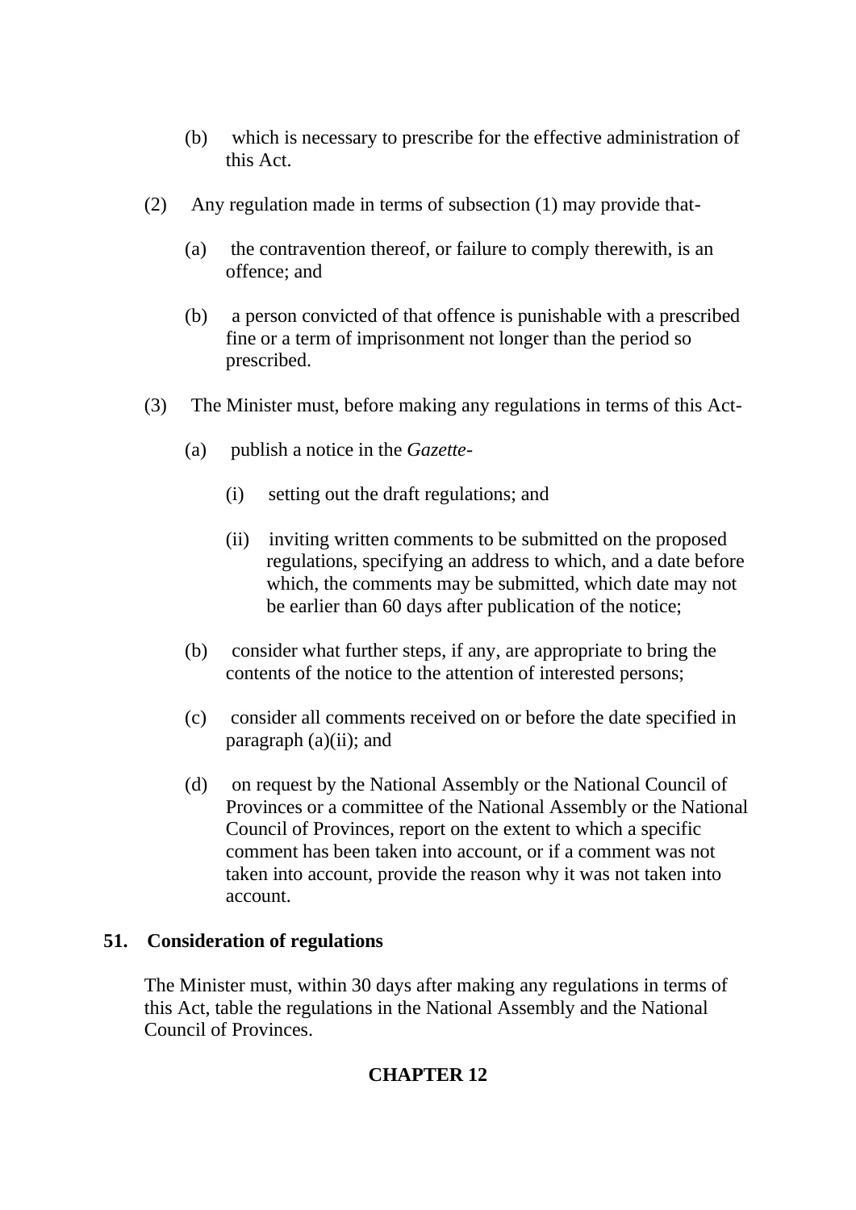(b) which is necessary to prescribe for the effective administration of this Act.

(2) Any regulation made in terms of subsection (1) may provide that-

(a) the contravention thereof, or failure to comply therewith, is an offence; and

(b) a person convicted of that offence is punishable with a prescribed fine or a term of imprisonment not longer than the period so prescribed.

(3) The Minister must, before making any regulations in terms of this Act-

(a) publish a notice in the *Gazette*-

(i) setting out the draft regulations; and

(ii) inviting written comments to be submitted on the proposed regulations, specifying an address to which, and a date before which, the comments may be submitted, which date may not be earlier than 60 days after publication of the notice;

(b) consider what further steps, if any, are appropriate to bring the contents of the notice to the attention of interested persons;

(c) consider all comments received on or before the date specified in paragraph (a)(ii); and

(d) on request by the National Assembly or the National Council of Provinces or a committee of the National Assembly or the National Council of Provinces, report on the extent to which a specific comment has been taken into account, or if a comment was not taken into account, provide the reason why it was not taken into account.

**51. Consideration of regulations**

The Minister must, within 30 days after making any regulations in terms of this Act, table the regulations in the National Assembly and the National Council of Provinces.

## CHAPTER 12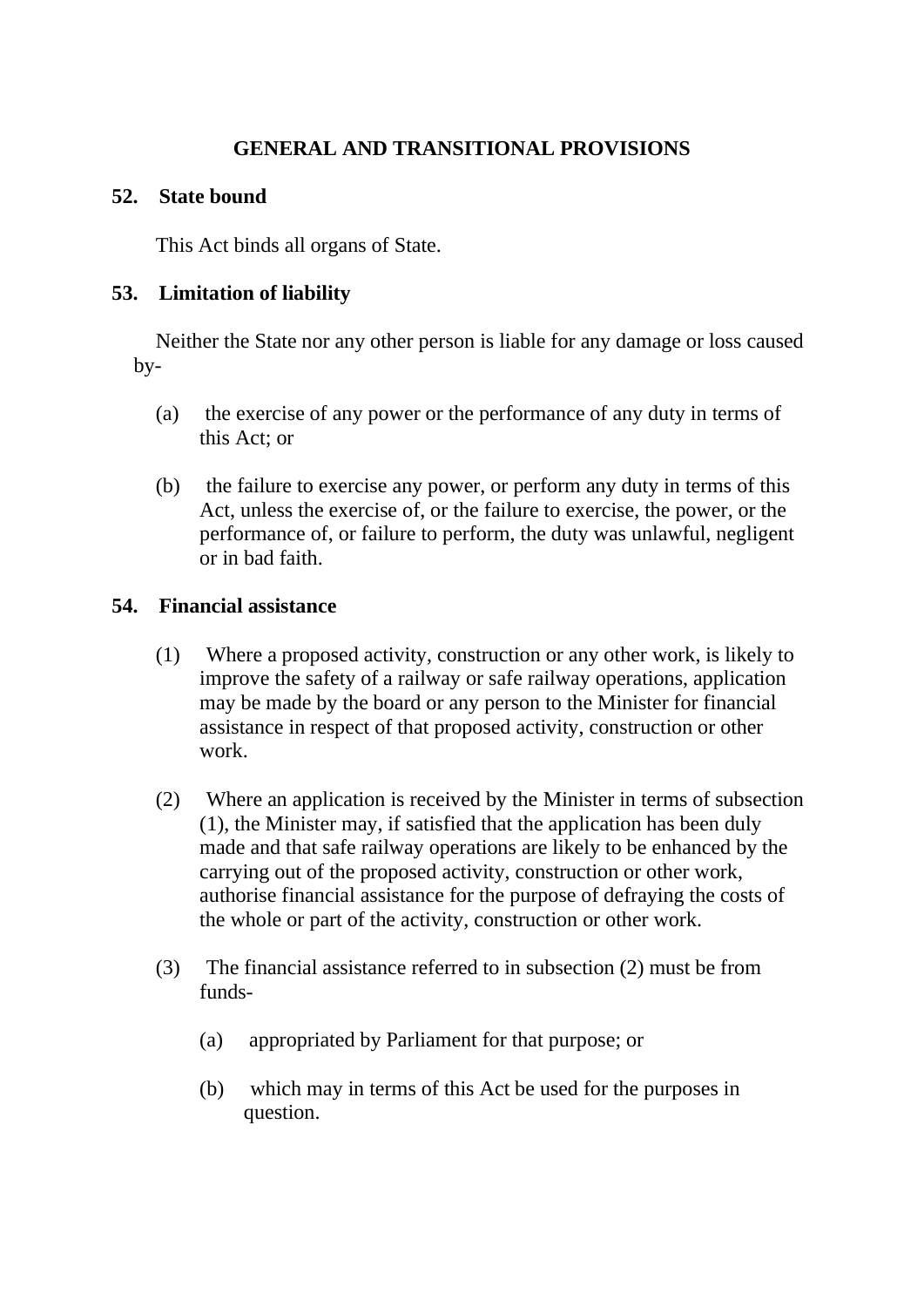## GENERAL AND TRANSITIONAL PROVISIONS

### 52. State bound

This Act binds all organs of State.

### 53. Limitation of liability

Neither the State nor any other person is liable for any damage or loss caused by-

(a) the exercise of any power or the performance of any duty in terms of this Act; or

(b) the failure to exercise any power, or perform any duty in terms of this Act, unless the exercise of, or the failure to exercise, the power, or the performance of, or failure to perform, the duty was unlawful, negligent or in bad faith.

### 54. Financial assistance

(1) Where a proposed activity, construction or any other work, is likely to improve the safety of a railway or safe railway operations, application may be made by the board or any person to the Minister for financial assistance in respect of that proposed activity, construction or other work.

(2) Where an application is received by the Minister in terms of subsection (1), the Minister may, if satisfied that the application has been duly made and that safe railway operations are likely to be enhanced by the carrying out of the proposed activity, construction or other work, authorise financial assistance for the purpose of defraying the costs of the whole or part of the activity, construction or other work.

(3) The financial assistance referred to in subsection (2) must be from funds-

(a) appropriated by Parliament for that purpose; or

(b) which may in terms of this Act be used for the purposes in question.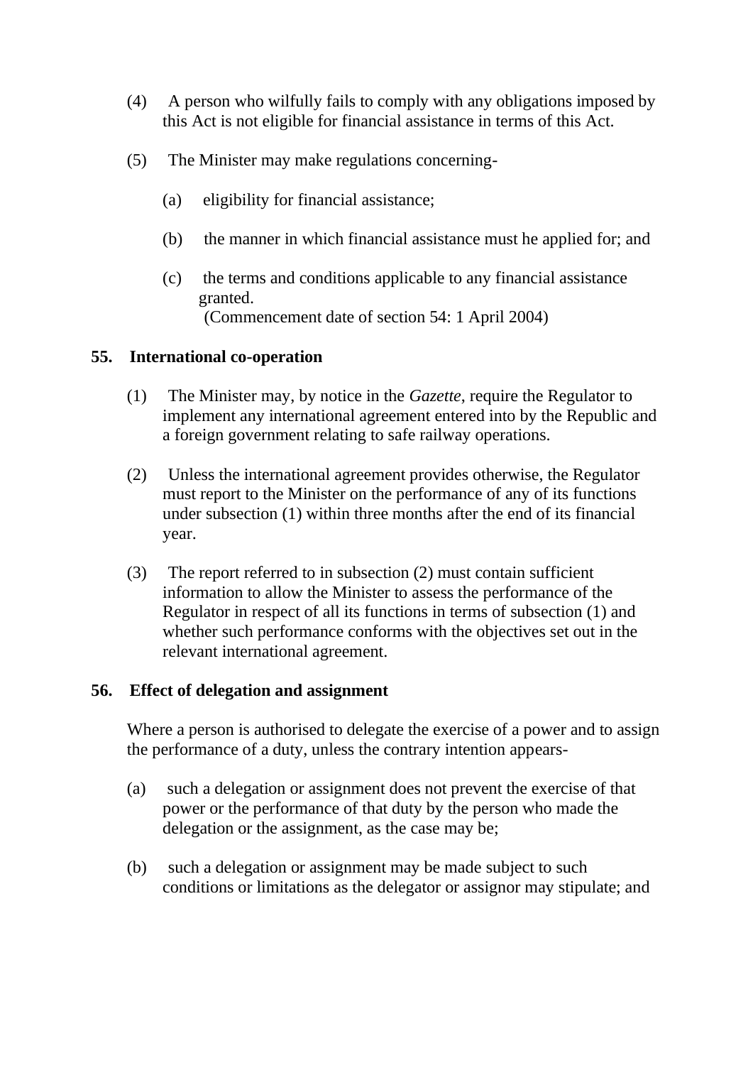(4) A person who wilfully fails to comply with any obligations imposed by this Act is not eligible for financial assistance in terms of this Act.

(5) The Minister may make regulations concerning-

(a) eligibility for financial assistance;

(b) the manner in which financial assistance must he applied for; and

(c) the terms and conditions applicable to any financial assistance granted.
(Commencement date of section 54: 1 April 2004)

**55. International co-operation**

(1) The Minister may, by notice in the *Gazette*, require the Regulator to implement any international agreement entered into by the Republic and a foreign government relating to safe railway operations.

(2) Unless the international agreement provides otherwise, the Regulator must report to the Minister on the performance of any of its functions under subsection (1) within three months after the end of its financial year.

(3) The report referred to in subsection (2) must contain sufficient information to allow the Minister to assess the performance of the Regulator in respect of all its functions in terms of subsection (1) and whether such performance conforms with the objectives set out in the relevant international agreement.

**56. Effect of delegation and assignment**

Where a person is authorised to delegate the exercise of a power and to assign the performance of a duty, unless the contrary intention appears-

(a) such a delegation or assignment does not prevent the exercise of that power or the performance of that duty by the person who made the delegation or the assignment, as the case may be;

(b) such a delegation or assignment may be made subject to such conditions or limitations as the delegator or assignor may stipulate; and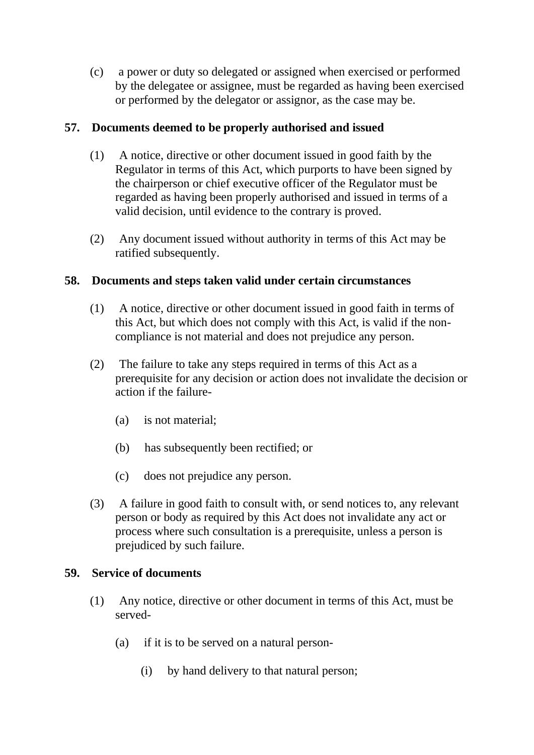(c) a power or duty so delegated or assigned when exercised or performed by the delegatee or assignee, must be regarded as having been exercised or performed by the delegator or assignor, as the case may be.

## 57. Documents deemed to be properly authorised and issued

(1) A notice, directive or other document issued in good faith by the Regulator in terms of this Act, which purports to have been signed by the chairperson or chief executive officer of the Regulator must be regarded as having been properly authorised and issued in terms of a valid decision, until evidence to the contrary is proved.

(2) Any document issued without authority in terms of this Act may be ratified subsequently.

## 58. Documents and steps taken valid under certain circumstances

(1) A notice, directive or other document issued in good faith in terms of this Act, but which does not comply with this Act, is valid if the non-compliance is not material and does not prejudice any person.

(2) The failure to take any steps required in terms of this Act as a prerequisite for any decision or action does not invalidate the decision or action if the failure-

(a) is not material;

(b) has subsequently been rectified; or

(c) does not prejudice any person.

(3) A failure in good faith to consult with, or send notices to, any relevant person or body as required by this Act does not invalidate any act or process where such consultation is a prerequisite, unless a person is prejudiced by such failure.

## 59. Service of documents

(1) Any notice, directive or other document in terms of this Act, must be served-

(a) if it is to be served on a natural person-

(i) by hand delivery to that natural person;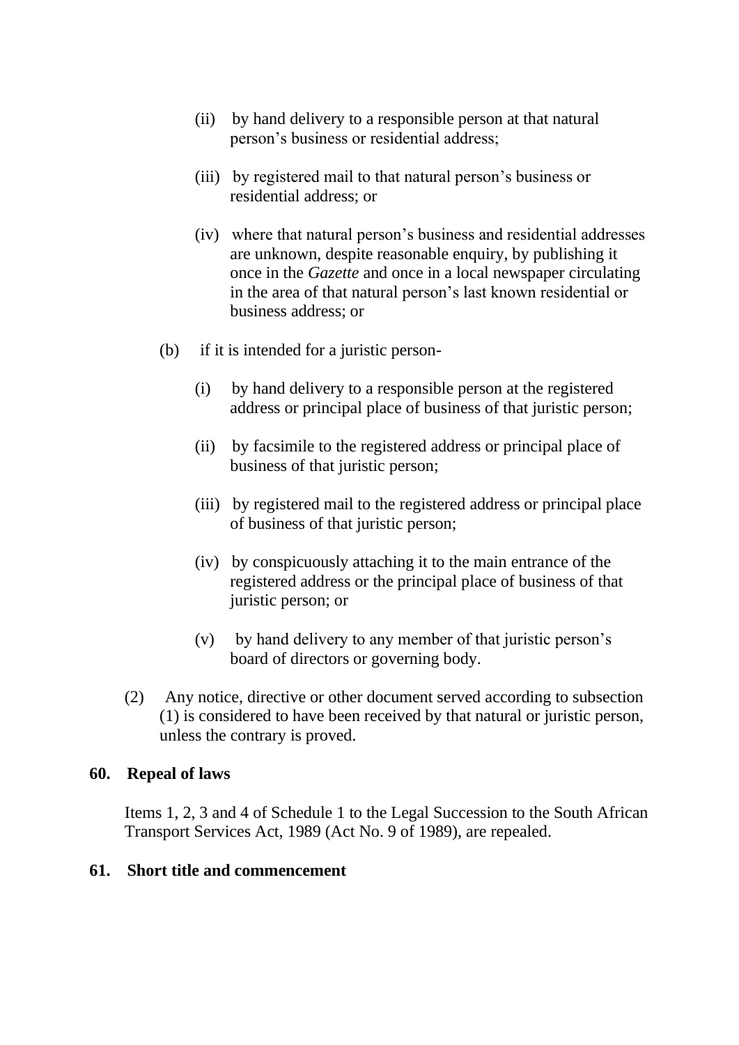(ii) by hand delivery to a responsible person at that natural person's business or residential address;

(iii) by registered mail to that natural person's business or residential address; or

(iv) where that natural person's business and residential addresses are unknown, despite reasonable enquiry, by publishing it once in the *Gazette* and once in a local newspaper circulating in the area of that natural person's last known residential or business address; or

(b) if it is intended for a juristic person-

(i) by hand delivery to a responsible person at the registered address or principal place of business of that juristic person;

(ii) by facsimile to the registered address or principal place of business of that juristic person;

(iii) by registered mail to the registered address or principal place of business of that juristic person;

(iv) by conspicuously attaching it to the main entrance of the registered address or the principal place of business of that juristic person; or

(v) by hand delivery to any member of that juristic person's board of directors or governing body.

(2) Any notice, directive or other document served according to subsection (1) is considered to have been received by that natural or juristic person, unless the contrary is proved.

**60. Repeal of laws**

Items 1, 2, 3 and 4 of Schedule 1 to the Legal Succession to the South African Transport Services Act, 1989 (Act No. 9 of 1989), are repealed.

**61. Short title and commencement**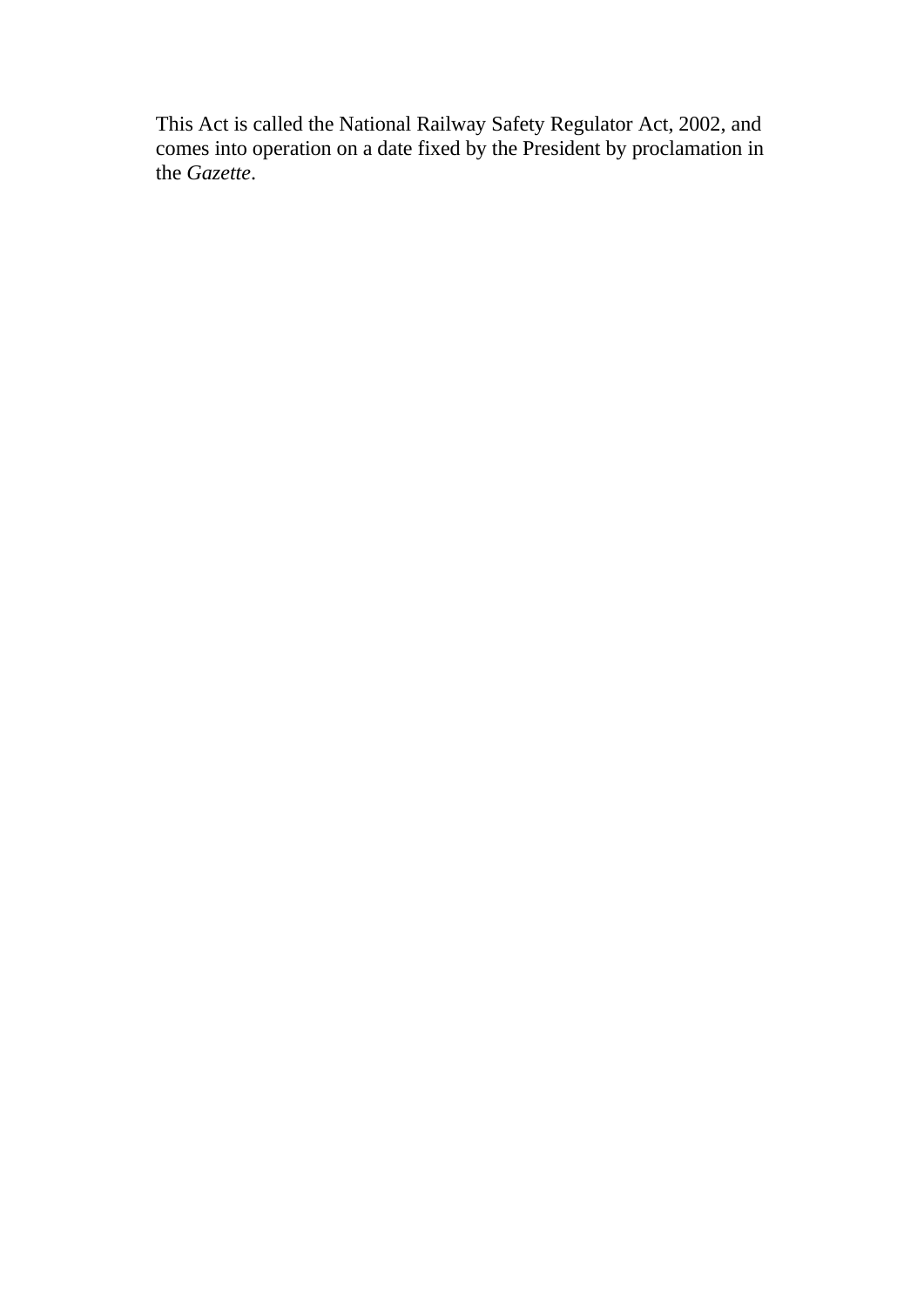This Act is called the National Railway Safety Regulator Act, 2002, and comes into operation on a date fixed by the President by proclamation in the *Gazette*.